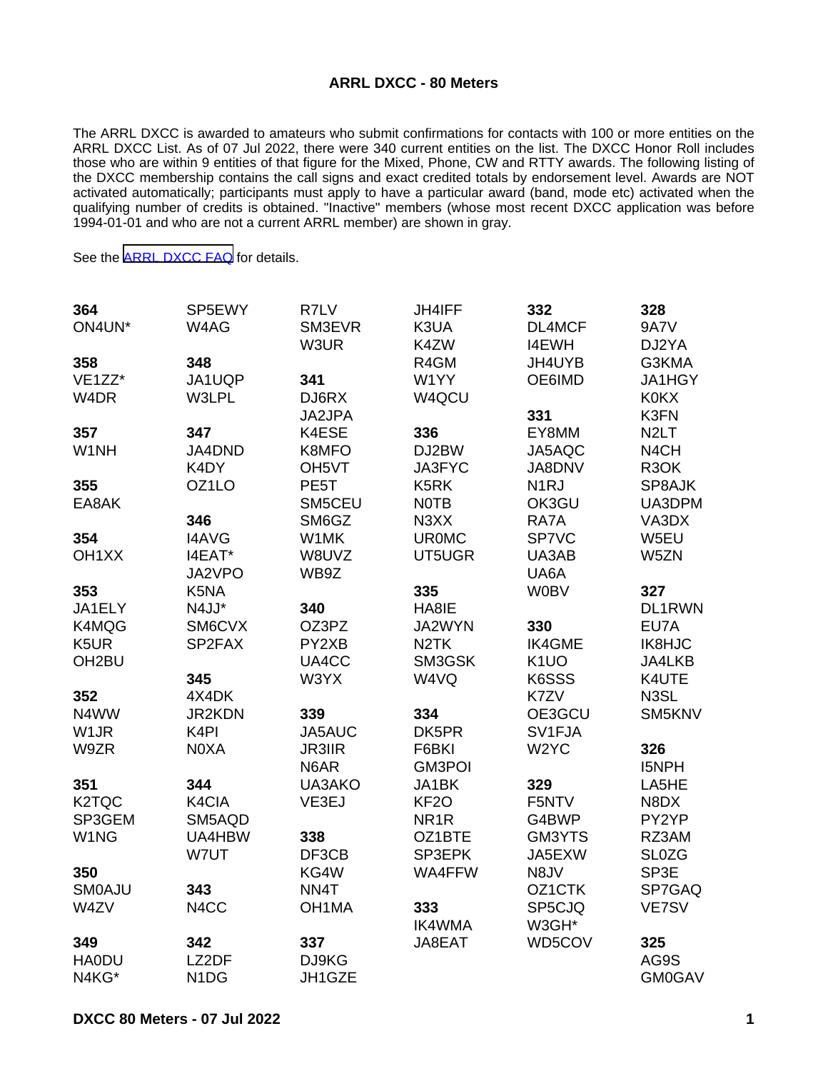**ARRL DXCC - 80 Meters**

The ARRL DXCC is awarded to amateurs who submit confirmations for contacts with 100 or more entities on the ARRL DXCC List. As of 07 Jul 2022, there were 340 current entities on the list. The DXCC Honor Roll includes those who are within 9 entities of that figure for the Mixed, Phone, CW and RTTY awards. The following listing of the DXCC membership contains the call signs and exact credited totals by endorsement level. Awards are NOT activated automatically; participants must apply to have a particular award (band, mode etc) activated when the qualifying number of credits is obtained. "Inactive" members (whose most recent DXCC application was before 1994-01-01 and who are not a current ARRL member) are shown in gray.

See the ARRL DXCC FAQ for details.

**364**
ON4UN*

**358**
VE1ZZ*
W4DR

**357**
W1NH

**355**
EA8AK

**354**
OH1XX

**353**
JA1ELY
K4MQG
K5UR
OH2BU

**352**
N4WW
W1JR
W9ZR

**351**
K2TQC
SP3GEM
W1NG

**350**
SM0AJU
W4ZV

**349**
HA0DU
N4KG*
SP5EWY
W4AG

**348**
JA1UQP
W3LPL

**347**
JA4DND
K4DY
OZ1LO

**346**
I4AVG
I4EAT*
JA2VPO
K5NA
N4JJ*
SM6CVX
SP2FAX

**345**
4X4DK
JR2KDN
K4PI
N0XA

**344**
K4CIA
SM5AQD
UA4HBW
W7UT

**343**
N4CC

**342**
LZ2DF
N1DG
R7LV
SM3EVR
W3UR

**341**
DJ6RX
JA2JPA
K4ESE
K8MFO
OH5VT
PE5T
SM5CEU
SM6GZ
W1MK
W8UVZ
WB9Z

**340**
OZ3PZ
PY2XB
UA4CC
W3YX

**339**
JA5AUC
JR3IIR
N6AR
UA3AKO
VE3EJ

**338**
DF3CB
KG4W
NN4T
OH1MA

**337**
DJ9KG
JH1GZE
JH4IFF
K3UA
K4ZW
R4GM
W1YY
W4QCU

**336**
DJ2BW
JA3FYC
K5RK
N0TB
N3XX
UR0MC
UT5UGR

**335**
HA8IE
JA2WYN
N2TK
SM3GSK
W4VQ

**334**
DK5PR
F6BKI
GM3POI
JA1BK
KF2O
NR1R
OZ1BTE
SP3EPK
WA4FFW

**333**
IK4WMA
JA8EAT

**332**
DL4MCF
I4EWH
JH4UYB
OE6IMD

**331**
EY8MM
JA5AQC
JA8DNV
N1RJ
OK3GU
RA7A
SP7VC
UA3AB
UA6A
W0BV

**330**
IK4GME
K1UO
K6SSS
K7ZV
OE3GCU
SV1FJA
W2YC

**329**
F5NTV
G4BWP
GM3YTS
JA5EXW
N8JV
OZ1CTK
SP5CJQ
W3GH*
WD5COV

**328**
9A7V
DJ2YA
G3KMA
JA1HGY
K0KX
K3FN
N2LT
N4CH
R3OK
SP8AJK
UA3DPM
VA3DX
W5EU
W5ZN

**327**
DL1RWN
EU7A
IK8HJC
JA4LKB
K4UTE
N3SL
SM5KNV

**326**
I5NPH
LA5HE
N8DX
PY2YP
RZ3AM
SL0ZG
SP3E
SP7GAQ
VE7SV

**325**
AG9S
GM0GAV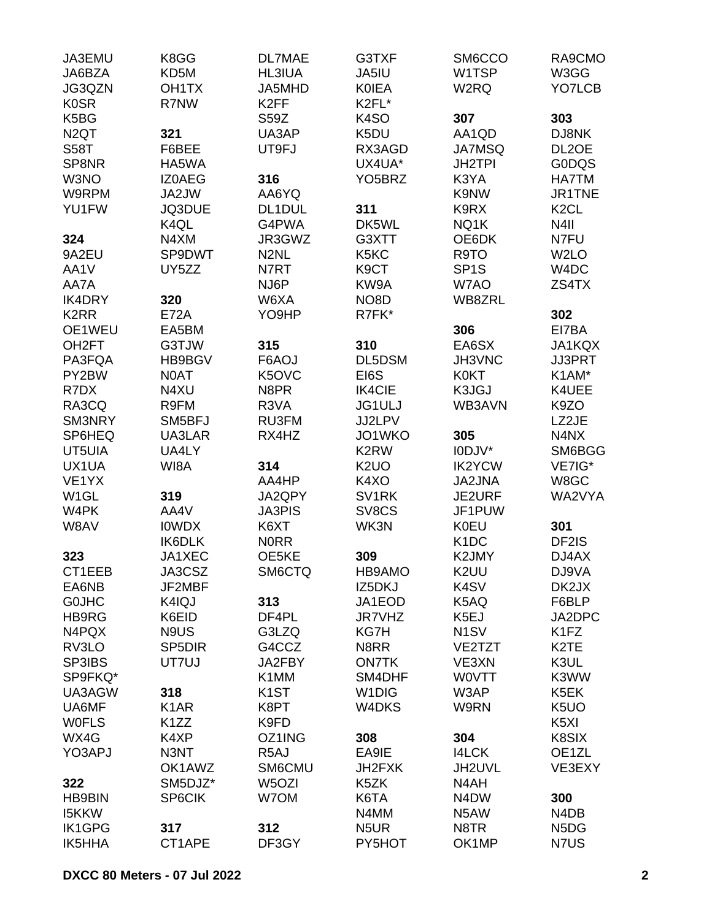JA3EMU
JA6BZA
JG3QZN
K0SR
K5BG
N2QT
S58T
SP8NR
W3NO
W9RPM
YU1FW

**324**
9A2EU
AA1V
AA7A
IK4DRY
K2RR
OE1WEU
OH2FT
PA3FQA
PY2BW
R7DX
RA3CQ
SM3NRY
SP6HEQ
UT5UIA
UX1UA
VE1YX
W1GL
W4PK
W8AV

**323**
CT1EEB
EA6NB
G0JHC
HB9RG
N4PQX
RV3LO
SP3IBS
SP9FKQ*
UA3AGW
UA6MF
W0FLS
WX4G
YO3APJ

**322**
HB9BIN
I5KKW
IK1GPG
IK5HHA

K8GG
KD5M
OH1TX
R7NW

**321**
F6BEE
HA5WA
IZ0AEG
JA2JW
JQ3DUE
K4QL
N4XM
SP9DWT
UY5ZZ

**320**
E72A
EA5BM
G3TJW
HB9BGV
N0AT
N4XU
R9FM
SM5BFJ
UA3LAR
UA4LY
WI8A

**319**
AA4V
I0WDX
IK6DLK
JA1XEC
JA3CSZ
JF2MBF
K4IQJ
K6EID
N9US
SP5DIR
UT7UJ

**318**
K1AR
K1ZZ
K4XP
N3NT
OK1AWZ
SM5DJZ*
SP6CIK

**317**
CT1APE

DL7MAE
HL3IUA
JA5MHD
K2FF
S59Z
UA3AP
UT9FJ

**316**
AA6YQ
DL1DUL
G4PWA
JR3GWZ
N2NL
N7RT
NJ6P
W6XA
YO9HP

**315**
F6AOJ
K5OVC
N8PR
R3VA
RU3FM
RX4HZ

**314**
AA4HP
JA2QPY
JA3PIS
K6XT
N0RR
OE5KE
SM6CTQ

**313**
DF4PL
G3LZQ
G4CCZ
JA2FBY
K1MM
K1ST
K8PT
K9FD
OZ1ING
R5AJ
SM6CMU
W5OZI
W7OM

**312**
DF3GY

G3TXF
JA5IU
K0IEA
K2FL*
K4SO
K5DU
RX3AGD
UX4UA*
YO5BRZ

**311**
DK5WL
G3XTT
K5KC
K9CT
KW9A
NO8D
R7FK*

**310**
DL5DSM
EI6S
IK4CIE
JG1ULJ
JJ2LPV
JO1WKO
K2RW
K2UO
K4XO
SV1RK
SV8CS
WK3N

**309**
HB9AMO
IZ5DKJ
JA1EOD
JR7VHZ
KG7H
N8RR
ON7TK
SM4DHF
W1DIG
W4DKS

**308**
EA9IE
JH2FXK
K5ZK
K6TA
N4MM
N5UR
PY5HOT

SM6CCO
W1TSP
W2RQ

**307**
AA1QD
JA7MSQ
JH2TPI
K3YA
K9NW
K9RX
NQ1K
OE6DK
R9TO
SP1S
W7AO
WB8ZRL

**306**
EA6SX
JH3VNC
K0KT
K3JGJ
WB3AVN

**305**
I0DJV*
IK2YCW
JA2JNA
JE2URF
JF1PUW
K0EU
K1DC
K2JMY
K2UU
K4SV
K5AQ
K5EJ
N1SV
VE2TZT
VE3XN
W0VTT
W3AP
W9RN

**304**
I4LCK
JH2UVL
N4AH
N4DW
N5AW
N8TR
OK1MP

RA9CMO
W3GG
YO7LCB

**303**
DJ8NK
DL2OE
G0DQS
HA7TM
JR1TNE
K2CL
N4II
N7FU
W2LO
W4DC
ZS4TX

**302**
EI7BA
JA1KQX
JJ3PRT
K1AM*
K4UEE
K9ZO
LZ2JE
N4NX
SM6BGG
VE7IG*
W8GC
WA2VYA

**301**
DF2IS
DJ4AX
DJ9VA
DK2JX
F6BLP
JA2DPC
K1FZ
K2TE
K3UL
K3WW
K5EK
K5UO
K5XI
K8SIX
OE1ZL
VE3EXY

**300**
N4DB
N5DG
N7US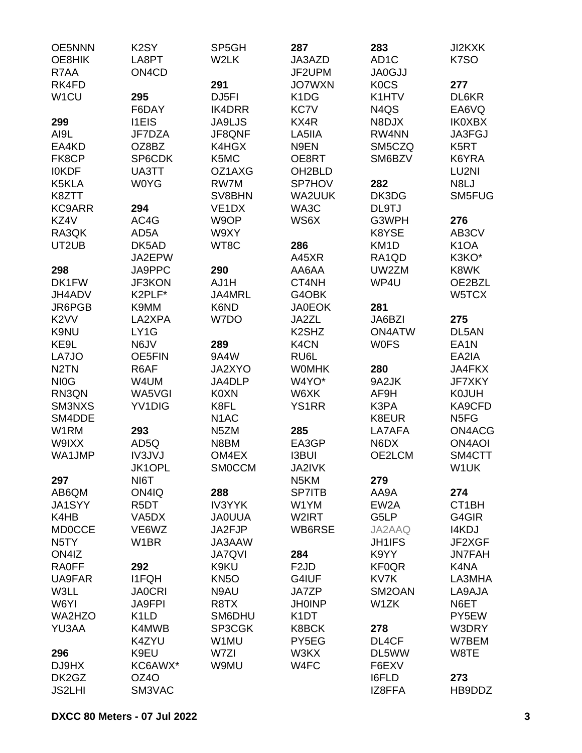OE5NNN
OE8HIK
R7AA
RK4FD
W1CU

**299**
AI9L
EA4KD
FK8CP
I0KDF
K5KLA
K8ZTT
KC9ARR
KZ4V
RA3QK
UT2UB

**298**
DK1FW
JH4ADV
JR6PGB
K2VV
K9NU
KE9L
LA7JO
N2TN
NI0G
RN3QN
SM3NXS
SM4DDE
W1RM
W9IXX
WA1JMP

**297**
AB6QM
JA1SYY
K4HB
MD0CCE
N5TY
ON4IZ
RA0FF
UA9FAR
W3LL
W6YI
WA2HZO
YU3AA

**296**
DJ9HX
DK2GZ
JS2LHI

K2SY
LA8PT
ON4CD

**295**
F6DAY
I1EIS
JF7DZA
OZ8BZ
SP6CDK
UA3TT
W0YG

**294**
AC4G
AD5A
DK5AD
JA2EPW
JA9PPC
JF3KON
K2PLF*
K9MM
LA2XPA
LY1G
N6JV
OE5FIN
R6AF
W4UM
WA5VGI
YV1DIG

**293**
AD5Q
IV3JVJ
JK1OPL
NI6T
ON4IQ
R5DT
VA5DX
VE6WZ
W1BR

**292**
I1FQH
JA0CRI
JA9FPI
K1LD
K4MWB
K4ZYU
K9EU
KC6AWX*
OZ4O
SM3VAC

SP5GH
W2LK

**291**
DJ5FI
IK4DRR
JA9LJS
JF8QNF
K4HGX
K5MC
OZ1AXG
RW7M
SV8BHN
VE1DX
W9OP
W9XY
WT8C

**290**
AJ1H
JA4MRL
K6ND
W7DO

**289**
9A4W
JA2XYO
JA4DLP
K0XN
K8FL
N1AC
N5ZM
N8BM
OM4EX
SM0CCM

**288**
IV3YYK
JA0UUA
JA2FJP
JA3AAW
JA7QVI
K9KU
KN5O
N9AU
R8TX
SM6DHU
SP3CGK
W1MU
W7ZI
W9MU

**287**
JA3AZD
JF2UPM
JO7WXN
K1DG
KC7V
KX4R
LA5IIA
N9EN
OE8RT
OH2BLD
SP7HOV
WA2UUK
WA3C
WS6X

**286**
A45XR
AA6AA
CT4NH
G4OBK
JA0EOK
JA2ZL
K2SHZ
K4CN
RU6L
W0MHK
W4YO*
W6XK
YS1RR

**285**
EA3GP
I3BUI
JA2IVK
N5KM
SP7ITB
W1YM
W2IRT
WB6RSE

**284**
F2JD
G4IUF
JA7ZP
JH0INP
K1DT
K8BCK
PY5EG
W3KX
W4FC

**283**
AD1C
JA0GJJ
K0CS
K1HTV
N4QS
N8DJX
RW4NN
SM5CZQ
SM6BZV

**282**
DK3DG
DL9TJ
G3WPH
K8YSE
KM1D
RA1QD
UW2ZM
WP4U

**281**
JA6BZI
ON4ATW
W0FS

**280**
9A2JK
AF9H
K3PA
K8EUR
LA7AFA
N6DX
OE2LCM

**279**
AA9A
EW2A
G5LP
JA2AAQ
JH1IFS
K9YY
KF0QR
KV7K
SM2OAN
W1ZK

**278**
DL4CF
DL5WW
F6EXV
I6FLD
IZ8FFA

JI2KXK
K7SO

**277**
DL6KR
EA6VQ
IK0XBX
JA3FGJ
K5RT
K6YRA
LU2NI
N8LJ
SM5FUG

**276**
AB3CV
K1OA
K3KO*
K8WK
OE2BZL
W5TCX

**275**
DL5AN
EA1N
EA2IA
JA4FKX
JF7XKY
K0JUH
KA9CFD
N5FG
ON4ACG
ON4AOI
SM4CTT
W1UK

**274**
CT1BH
G4GIR
I4KDJ
JF2XGF
JN7FAH
K4NA
LA3MHA
LA9AJA
N6ET
PY5EW
W3DRY
W7BEM
W8TE

**273**
HB9DDZ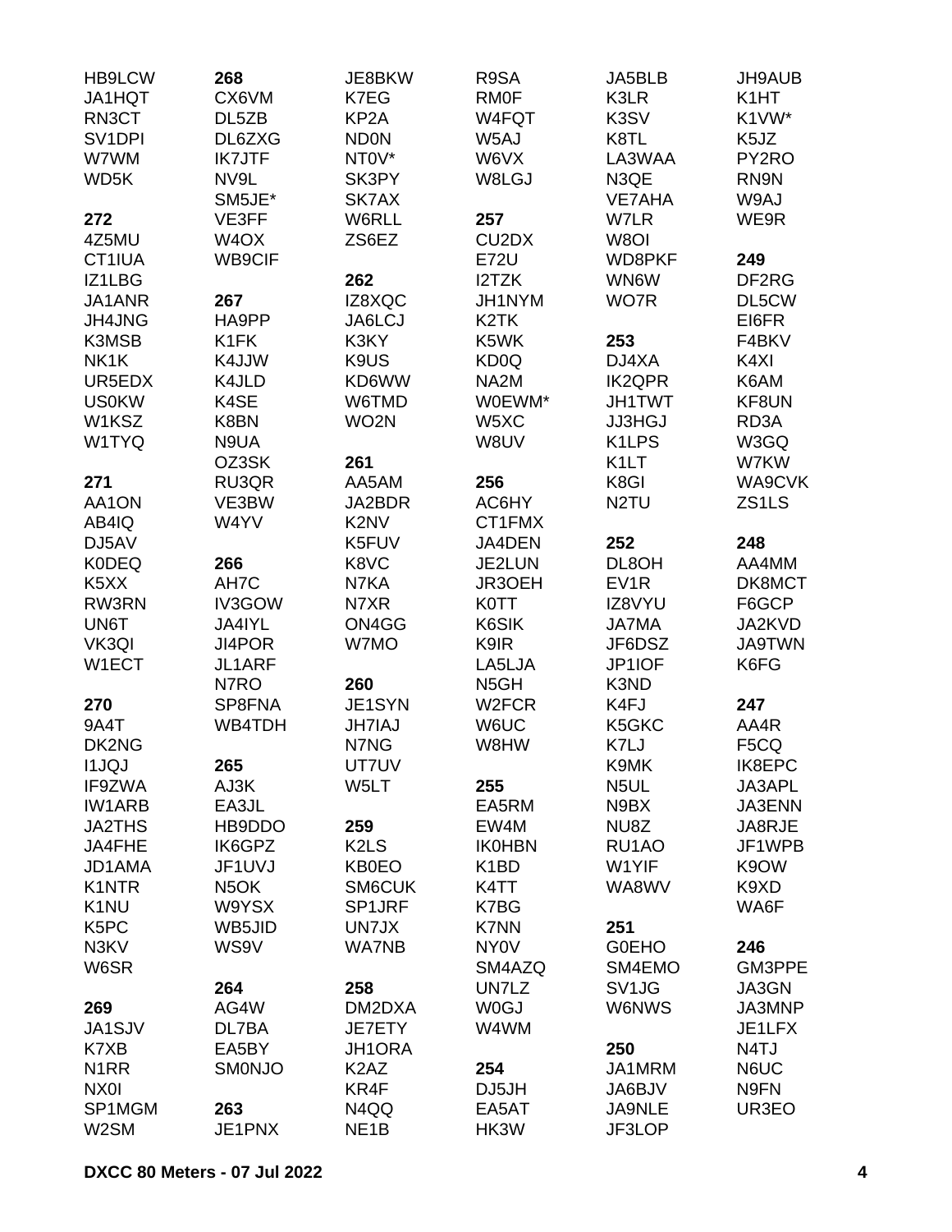HB9LCW
JA1HQT
RN3CT
SV1DPI
W7WM
WD5K

**272**
4Z5MU
CT1IUA
IZ1LBG
JA1ANR
JH4JNG
K3MSB
NK1K
UR5EDX
US0KW
W1KSZ
W1TYQ

**271**
AA1ON
AB4IQ
DJ5AV
K0DEQ
K5XX
RW3RN
UN6T
VK3QI
W1ECT

**270**
9A4T
DK2NG
I1JQJ
IF9ZWA
IW1ARB
JA2THS
JA4FHE
JD1AMA
K1NTR
K1NU
K5PC
N3KV
W6SR

**269**
JA1SJV
K7XB
N1RR
NX0I
SP1MGM
W2SM

**268**
CX6VM
DL5ZB
DL6ZXG
IK7JTF
NV9L
SM5JE*
VE3FF
W4OX
WB9CIF

**267**
HA9PP
K1FK
K4JJW
K4JLD
K4SE
K8BN
N9UA
OZ3SK
RU3QR
VE3BW
W4YV

**266**
AH7C
IV3GOW
JA4IYL
JI4POR
JL1ARF
N7RO
SP8FNA
WB4TDH

**265**
AJ3K
EA3JL
HB9DDO
IK6GPZ
JF1UVJ
N5OK
W9YSX
WB5JID
WS9V

**264**
AG4W
DL7BA
EA5BY
SM0NJO

**263**
JE1PNX

JE8BKW
K7EG
KP2A
ND0N
NT0V*
SK3PY
SK7AX
W6RLL
ZS6EZ

**262**
IZ8XQC
JA6LCJ
K3KY
K9US
KD6WW
W6TMD
WO2N

**261**
AA5AM
JA2BDR
K2NV
K5FUV
K8VC
N7KA
N7XR
ON4GG
W7MO

**260**
JE1SYN
JH7IAJ
N7NG
UT7UV
W5LT

**259**
K2LS
KB0EO
SM6CUK
SP1JRF
UN7JX
WA7NB

**258**
DM2DXA
JE7ETY
JH1ORA
K2AZ
KR4F
N4QQ
NE1B

R9SA
RM0F
W4FQT
W5AJ
W6VX
W8LGJ

**257**
CU2DX
E72U
I2TZK
JH1NYM
K2TK
K5WK
KD0Q
NA2M
W0EWM*
W5XC
W8UV

**256**
AC6HY
CT1FMX
JA4DEN
JE2LUN
JR3OEH
K0TT
K6SIK
K9IR
LA5LJA
N5GH
W2FCR
W6UC
W8HW

**255**
EA5RM
EW4M
IK0HBN
K1BD
K4TT
K7BG
K7NN
NY0V
SM4AZQ
UN7LZ
W0GJ
W4WM

**254**
DJ5JH
EA5AT
HK3W

JA5BLB
K3LR
K3SV
K8TL
LA3WAA
N3QE
VE7AHA
W7LR
W8OI
WD8PKF
WN6W
WO7R

**253**
DJ4XA
IK2QPR
JH1TWT
JJ3HGJ
K1LPS
K1LT
K8GI
N2TU

**252**
DL8OH
EV1R
IZ8VYU
JA7MA
JF6DSZ
JP1IOF
K3ND
K4FJ
K5GKC
K7LJ
K9MK
N5UL
N9BX
NU8Z
RU1AO
W1YIF
WA8WV

**251**
G0EHO
SM4EMO
SV1JG
W6NWS

**250**
JA1MRM
JA6BJV
JA9NLE
JF3LOP

JH9AUB
K1HT
K1VW*
K5JZ
PY2RO
RN9N
W9AJ
WE9R

**249**
DF2RG
DL5CW
EI6FR
F4BKV
K4XI
K6AM
KF8UN
RD3A
W3GQ
W7KW
WA9CVK
ZS1LS

**248**
AA4MM
DK8MCT
F6GCP
JA2KVD
JA9TWN
K6FG

**247**
AA4R
F5CQ
IK8EPC
JA3APL
JA3ENN
JA8RJE
JF1WPB
K9OW
K9XD
WA6F

**246**
GM3PPE
JA3GN
JA3MNP
JE1LFX
N4TJ
N6UC
N9FN
UR3EO

**DXCC 80 Meters - 07 Jul 2022**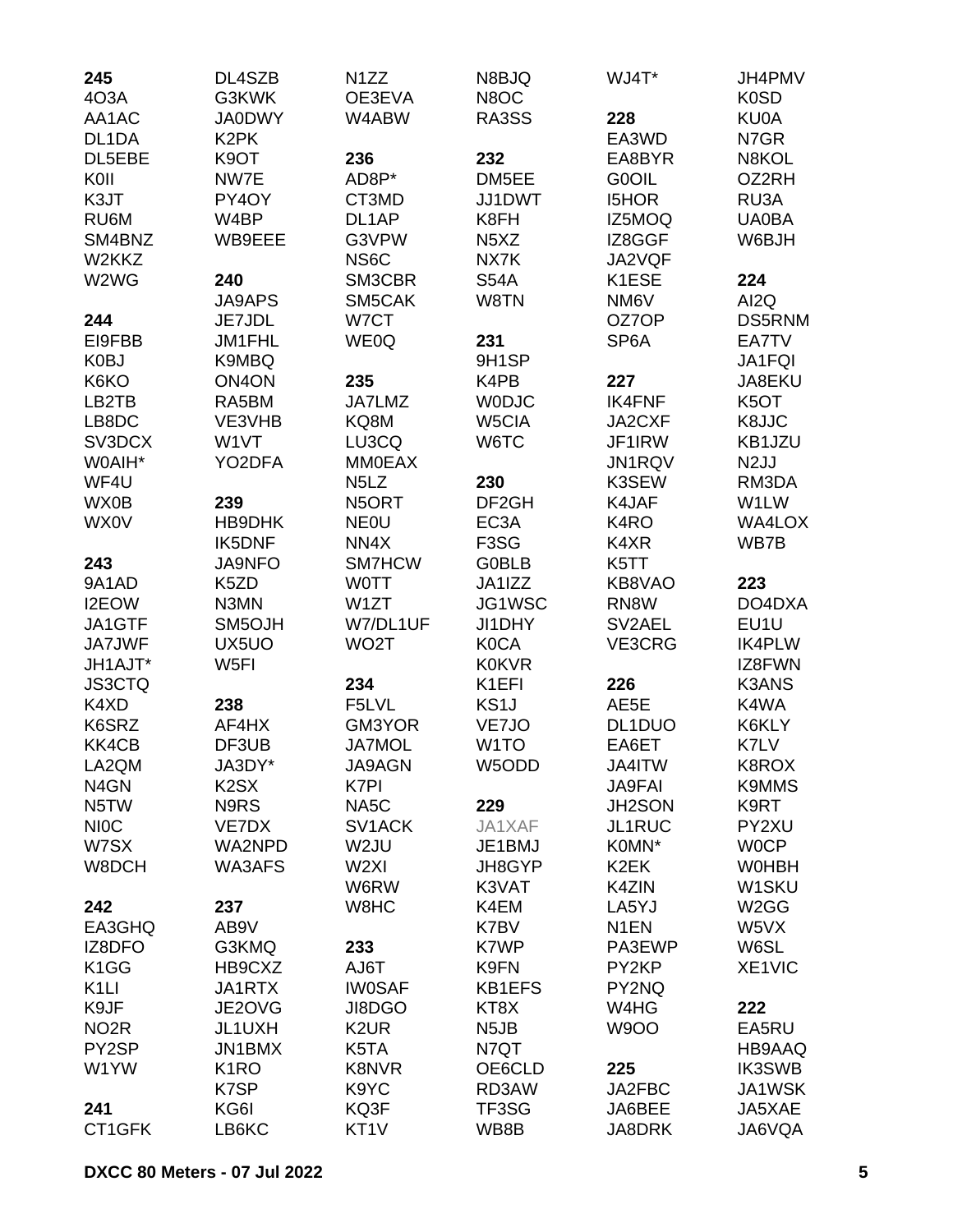**245**
4O3A
AA1AC
DL1DA
DL5EBE
K0II
K3JT
RU6M
SM4BNZ
W2KKZ
W2WG

**244**
EI9FBB
K0BJ
K6KO
LB2TB
LB8DC
SV3DCX
W0AIH*
WF4U
WX0B
WX0V

**243**
9A1AD
I2EOW
JA1GTF
JA7JWF
JH1AJT*
JS3CTQ
K4XD
K6SRZ
KK4CB
LA2QM
N4GN
N5TW
NI0C
W7SX
W8DCH

**242**
EA3GHQ
IZ8DFO
K1GG
K1LI
K9JF
NO2R
PY2SP
W1YW

**241**
CT1GFK
DL4SZB
G3KWK
JA0DWY
K2PK
K9OT
NW7E
PY4OY
W4BP
WB9EEE

**240**
JA9APS
JE7JDL
JM1FHL
K9MBQ
ON4ON
RA5BM
VE3VHB
W1VT
YO2DFA

**239**
HB9DHK
IK5DNF
JA9NFO
K5ZD
N3MN
SM5OJH
UX5UO
W5FI

**238**
AF4HX
DF3UB
JA3DY*
K2SX
N9RS
VE7DX
WA2NPD
WA3AFS

**237**
AB9V
G3KMQ
HB9CXZ
JA1RTX
JE2OVG
JL1UXH
JN1BMX
K1RO
K7SP
KG6I
LB6KC
N1ZZ
OE3EVA
W4ABW

**236**
AD8P*
CT3MD
DL1AP
G3VPW
NS6C
SM3CBR
SM5CAK
W7CT
WE0Q

**235**
JA7LMZ
KQ8M
LU3CQ
MM0EAX
N5LZ
N5ORT
NE0U
NN4X
SM7HCW
W0TT
W1ZT
W7/DL1UF
WO2T

**234**
F5LVL
GM3YOR
JA7MOL
JA9AGN
K7PI
NA5C
SV1ACK
W2JU
W2XI
W6RW
W8HC

**233**
AJ6T
IW0SAF
JI8DGO
K2UR
K5TA
K8NVR
K9YC
KQ3F
KT1V
N8BJQ
N8OC
RA3SS

**232**
DM5EE
JJ1DWT
K8FH
N5XZ
NX7K
S54A
W8TN

**231**
9H1SP
K4PB
W0DJC
W5CIA
W6TC

**230**
DF2GH
EC3A
F3SG
G0BLB
JA1IZZ
JG1WSC
JI1DHY
K0CA
K0KVR
K1EFI
KS1J
VE7JO
W1TO
W5ODD

**229**
JA1XAF
JE1BMJ
JH8GYP
K3VAT
K4EM
K7BV
K7WP
K9FN
KB1EFS
KT8X
N5JB
N7QT
OE6CLD
RD3AW
TF3SG
WB8B
WJ4T*

**228**
EA3WD
EA8BYR
G0OIL
I5HOR
IZ5MOQ
IZ8GGF
JA2VQF
K1ESE
NM6V
OZ7OP
SP6A

**227**
IK4FNF
JA2CXF
JF1IRW
JN1RQV
K3SEW
K4JAF
K4RO
K4XR
K5TT
KB8VAO
RN8W
SV2AEL
VE3CRG

**226**
AE5E
DL1DUO
EA6ET
JA4ITW
JA9FAI
JH2SON
JL1RUC
K0MN*
K2EK
K4ZIN
LA5YJ
N1EN
PA3EWP
PY2KP
PY2NQ
W4HG
W9OO

**225**
JA2FBC
JA6BEE
JA8DRK
JH4PMV
K0SD
KU0A
N7GR
N8KOL
OZ2RH
RU3A
UA0BA
W6BJH

**224**
AI2Q
DS5RNM
EA7TV
JA1FQI
JA8EKU
K5OT
K8JJC
KB1JZU
N2JJ
RM3DA
W1LW
WA4LOX
WB7B

**223**
DO4DXA
EU1U
IK4PLW
IZ8FWN
K3ANS
K4WA
K6KLY
K7LV
K8ROX
K9MMS
K9RT
PY2XU
W0CP
W0HBH
W1SKU
W2GG
W5VX
W6SL
XE1VIC

**222**
EA5RU
HB9AAQ
IK3SWB
JA1WSK
JA5XAE
JA6VQA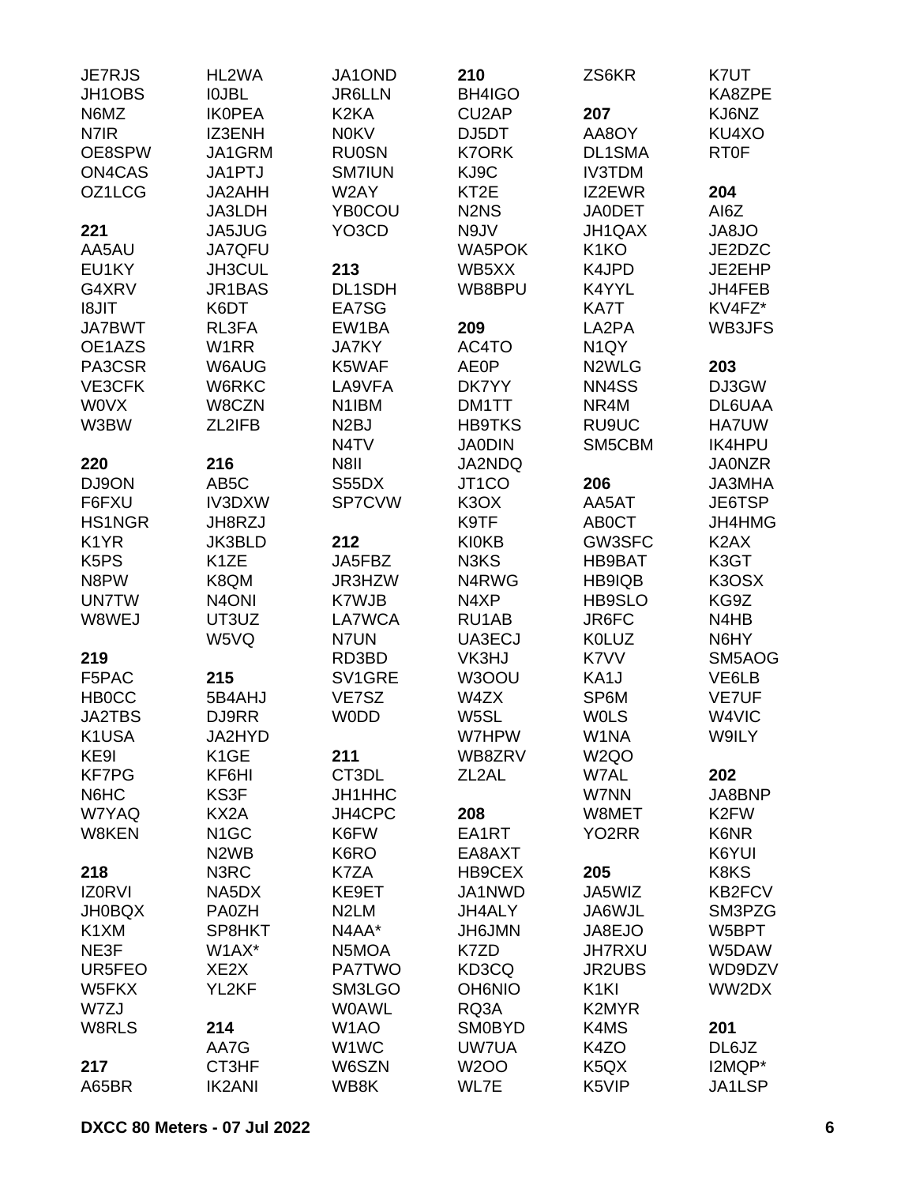JE7RJS
JH1OBS
N6MZ
N7IR
OE8SPW
ON4CAS
OZ1LCG

**221**
AA5AU
EU1KY
G4XRV
I8JIT
JA7BWT
OE1AZS
PA3CSR
VE3CFK
W0VX
W3BW

**220**
DJ9ON
F6FXU
HS1NGR
K1YR
K5PS
N8PW
UN7TW
W8WEJ

**219**
F5PAC
HB0CC
JA2TBS
K1USA
KE9I
KF7PG
N6HC
W7YAQ
W8KEN

**218**
IZ0RVI
JH0BQX
K1XM
NE3F
UR5FEO
W5FKX
W7ZJ
W8RLS

**217**
A65BR
HL2WA
I0JBL
IK0PEA
IZ3ENH
JA1GRM
JA1PTJ
JA2AHH
JA3LDH
JA5JUG
JA7QFU
JH3CUL
JR1BAS
K6DT
RL3FA
W1RR
W6AUG
W6RKC
W8CZN
ZL2IFB

**216**
AB5C
IV3DXW
JH8RZJ
JK3BLD
K1ZE
K8QM
N4ONI
UT3UZ
W5VQ

**215**
5B4AHJ
DJ9RR
JA2HYD
K1GE
KF6HI
KS3F
KX2A
N1GC
N2WB
N3RC
NA5DX
PA0ZH
SP8HKT
W1AX*
XE2X
YL2KF

**214**
AA7G
CT3HF
IK2ANI
JA1OND
JR6LLN
K2KA
N0KV
RU0SN
SM7IUN
W2AY
YB0COU
YO3CD

**213**
DL1SDH
EA7SG
EW1BA
JA7KY
K5WAF
LA9VFA
N1IBM
N2BJ
N4TV
N8II
S55DX
SP7CVW

**212**
JA5FBZ
JR3HZW
K7WJB
LA7WCA
N7UN
RD3BD
SV1GRE
VE7SZ
W0DD

**211**
CT3DL
JH1HHC
JH4CPC
K6FW
K6RO
K7ZA
KE9ET
N2LM
N4AA*
N5MOA
PA7TWO
SM3LGO
W0AWL
W1AO
W1WC
W6SZN
WB8K

**210**
BH4IGO
CU2AP
DJ5DT
K7ORK
KJ9C
KT2E
N2NS
N9JV
WA5POK
WB5XX
WB8BPU

**209**
AC4TO
AE0P
DK7YY
DM1TT
HB9TKS
JA0DIN
JA2NDQ
JT1CO
K3OX
K9TF
KI0KB
N3KS
N4RWG
N4XP
RU1AB
UA3ECJ
VK3HJ
W3OOU
W4ZX
W5SL
W7HPW
WB8ZRV
ZL2AL

**208**
EA1RT
EA8AXT
HB9CEX
JA1NWD
JH4ALY
JH6JMN
K7ZD
KD3CQ
OH6NIO
RQ3A
SM0BYD
UW7UA
W2OO
WL7E
ZS6KR

**207**
AA8OY
DL1SMA
IV3TDM
IZ2EWR
JA0DET
JH1QAX
K1KO
K4JPD
K4YYL
KA7T
LA2PA
N1QY
N2WLG
NN4SS
NR4M
RU9UC
SM5CBM

**206**
AA5AT
AB0CT
GW3SFC
HB9BAT
HB9IQB
HB9SLO
JR6FC
K0LUZ
K7VV
KA1J
SP6M
W0LS
W1NA
W2QO
W7AL
W7NN
W8MET
YO2RR

**205**
JA5WIZ
JA6WJL
JA8EJO
JH7RXU
JR2UBS
K1KI
K2MYR
K4MS
K4ZO
K5QX
K5VIP
K7UT
KA8ZPE
KJ6NZ
KU4XO
RT0F

**204**
AI6Z
JA8JO
JE2DZC
JE2EHP
JH4FEB
KV4FZ*
WB3JFS

**203**
DJ3GW
DL6UAA
HA7UW
IK4HPU
JA0NZR
JA3MHA
JE6TSP
JH4HMG
K2AX
K3GT
K3OSX
KG9Z
N4HB
N6HY
SM5AOG
VE6LB
VE7UF
W4VIC
W9ILY

**202**
JA8BNP
K2FW
K6NR
K6YUI
K8KS
KB2FCV
SM3PZG
W5BPT
W5DAW
WD9DZV
WW2DX

**201**
DL6JZ
I2MQP*
JA1LSP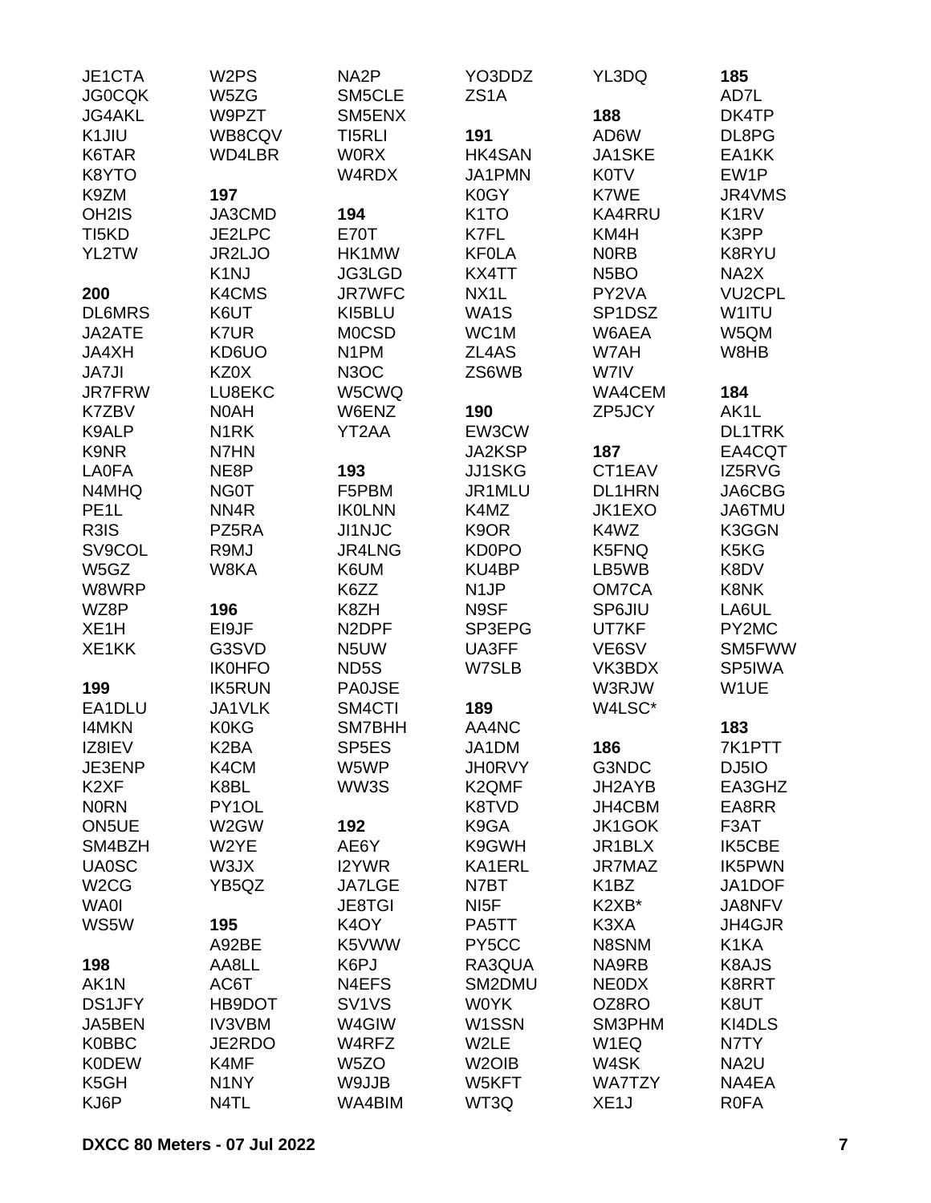JE1CTA
JG0CQK
JG4AKL
K1JIU
K6TAR
K8YTO
K9ZM
OH2IS
TI5KD
YL2TW

**200**
DL6MRS
JA2ATE
JA4XH
JA7JI
JR7FRW
K7ZBV
K9ALP
K9NR
LA0FA
N4MHQ
PE1L
R3IS
SV9COL
W5GZ
W8WRP
WZ8P
XE1H
XE1KK

**199**
EA1DLU
I4MKN
IZ8IEV
JE3ENP
K2XF
N0RN
ON5UE
SM4BZH
UA0SC
W2CG
WA0I
WS5W

**198**
AK1N
DS1JFY
JA5BEN
K0BBC
K0DEW
K5GH
KJ6P

W2PS
W5ZG
W9PZT
WB8CQV
WD4LBR

**197**
JA3CMD
JE2LPC
JR2LJO
K1NJ
K4CMS
K6UT
K7UR
KD6UO
KZ0X
LU8EKC
N0AH
N1RK
N7HN
NE8P
NG0T
NN4R
PZ5RA
R9MJ
W8KA

**196**
EI9JF
G3SVD
IK0HFO
IK5RUN
JA1VLK
K0KG
K2BA
K4CM
K8BL
PY1OL
W2GW
W2YE
W3JX
YB5QZ

**195**
A92BE
AA8LL
AC6T
HB9DOT
IV3VBM
JE2RDO
K4MF
N1NY
N4TL

NA2P
SM5CLE
SM5ENX
TI5RLI
W0RX
W4RDX

**194**
E70T
HK1MW
JG3LGD
JR7WFC
KI5BLU
M0CSD
N1PM
N3OC
W5CWQ
W6ENZ
YT2AA

**193**
F5PBM
IK0LNN
JI1NJC
JR4LNG
K6UM
K6ZZ
K8ZH
N2DPF
N5UW
ND5S
PA0JSE
SM4CTI
SM7BHH
SP5ES
W5WP
WW3S

**192**
AE6Y
I2YWR
JA7LGE
JE8TGI
K4OY
K5VWW
K6PJ
N4EFS
SV1VS
W4GIW
W4RFZ
W5ZO
W9JJB
WA4BIM

YO3DDZ
ZS1A

**191**
HK4SAN
JA1PMN
K0GY
K1TO
K7FL
KF0LA
KX4TT
NX1L
WA1S
WC1M
ZL4AS
ZS6WB

**190**
EW3CW
JA2KSP
JJ1SKG
JR1MLU
K4MZ
K9OR
KD0PO
KU4BP
N1JP
N9SF
SP3EPG
UA3FF
W7SLB

**189**
AA4NC
JA1DM
JH0RVY
K2QMF
K8TVD
K9GA
K9GWH
KA1ERL
N7BT
NI5F
PA5TT
PY5CC
RA3QUA
SM2DMU
W0YK
W1SSN
W2LE
W2OIB
W5KFT
WT3Q

YL3DQ

**188**
AD6W
JA1SKE
K0TV
K7WE
KA4RRU
KM4H
N0RB
N5BO
PY2VA
SP1DSZ
W6AEA
W7AH
W7IV
WA4CEM
ZP5JCY

**187**
CT1EAV
DL1HRN
JK1EXO
K4WZ
K5FNQ
LB5WB
OM7CA
SP6JIU
UT7KF
VE6SV
VK3BDX
W3RJW
W4LSC*

**186**
G3NDC
JH2AYB
JH4CBM
JK1GOK
JR1BLX
JR7MAZ
K1BZ
K2XB*
K3XA
N8SNM
NA9RB
NE0DX
OZ8RO
SM3PHM
W1EQ
W4SK
WA7TZY
XE1J

**185**
AD7L
DK4TP
DL8PG
EA1KK
EW1P
JR4VMS
K1RV
K3PP
K8RYU
NA2X
VU2CPL
W1ITU
W5QM
W8HB

**184**
AK1L
DL1TRK
EA4CQT
IZ5RVG
JA6CBG
JA6TMU
K3GGN
K5KG
K8DV
K8NK
LA6UL
PY2MC
SM5FWW
SP5IWA
W1UE

**183**
7K1PTT
DJ5IO
EA3GHZ
EA8RR
F3AT
IK5CBE
IK5PWN
JA1DOF
JA8NFV
JH4GJR
K1KA
K8AJS
K8RRT
K8UT
KI4DLS
N7TY
NA2U
NA4EA
R0FA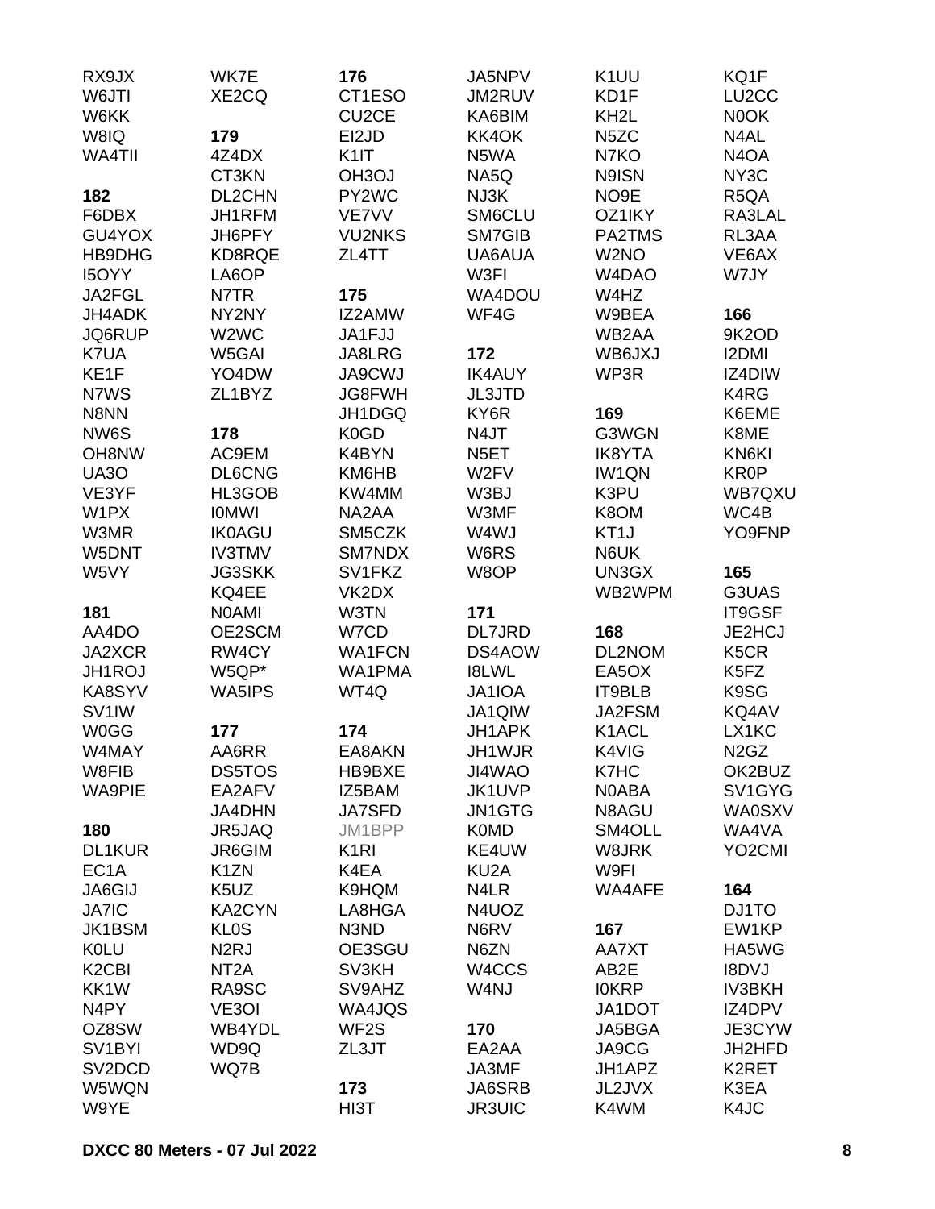RX9JX
W6JTI
W6KK
W8IQ
WA4TII

**182**
F6DBX
GU4YOX
HB9DHG
I5OYY
JA2FGL
JH4ADK
JQ6RUP
K7UA
KE1F
N7WS
N8NN
NW6S
OH8NW
UA3O
VE3YF
W1PX
W3MR
W5DNT
W5VY

**181**
AA4DO
JA2XCR
JH1ROJ
KA8SYV
SV1IW
W0GG
W4MAY
W8FIB
WA9PIE

**180**
DL1KUR
EC1A
JA6GIJ
JA7IC
JK1BSM
K0LU
K2CBI
KK1W
N4PY
OZ8SW
SV1BYI
SV2DCD
W5WQN
W9YE

WK7E
XE2CQ

**179**
4Z4DX
CT3KN
DL2CHN
JH1RFM
JH6PFY
KD8RQE
LA6OP
N7TR
NY2NY
W2WC
W5GAI
YO4DW
ZL1BYZ

**178**
AC9EM
DL6CNG
HL3GOB
I0MWI
IK0AGU
IV3TMV
JG3SKK
KQ4EE
N0AMI
OE2SCM
RW4CY
W5QP*
WA5IPS

**177**
AA6RR
DS5TOS
EA2AFV
JA4DHN
JR5JAQ
JR6GIM
K1ZN
K5UZ
KA2CYN
KL0S
N2RJ
NT2A
RA9SC
VE3OI
WB4YDL
WD9Q
WQ7B

**176**
CT1ESO
CU2CE
EI2JD
K1IT
OH3OJ
PY2WC
VE7VV
VU2NKS
ZL4TT

**175**
IZ2AMW
JA1FJJ
JA8LRG
JA9CWJ
JG8FWH
JH1DGQ
K0GD
K4BYN
KM6HB
KW4MM
NA2AA
SM5CZK
SM7NDX
SV1FKZ
VK2DX
W3TN
W7CD
WA1FCN
WA1PMA
WT4Q

**174**
EA8AKN
HB9BXE
IZ5BAM
JA7SFD
JM1BPP
K1RI
K4EA
K9HQM
LA8HGA
N3ND
OE3SGU
SV3KH
SV9AHZ
WA4JQS
WF2S
ZL3JT

**173**
HI3T

JA5NPV
JM2RUV
KA6BIM
KK4OK
N5WA
NA5Q
NJ3K
SM6CLU
SM7GIB
UA6AUA
W3FI
WA4DOU
WF4G

**172**
IK4AUY
JL3JTD
KY6R
N4JT
N5ET
W2FV
W3BJ
W3MF
W4WJ
W6RS
W8OP

**171**
DL7JRD
DS4AOW
I8LWL
JA1IOA
JA1QIW
JH1APK
JH1WJR
JI4WAO
JK1UVP
JN1GTG
K0MD
KE4UW
KU2A
N4LR
N4UOZ
N6RV
N6ZN
W4CCS
W4NJ

**170**
EA2AA
JA3MF
JA6SRB
JR3UIC

K1UU
KD1F
KH2L
N5ZC
N7KO
N9ISN
NO9E
OZ1IKY
PA2TMS
W2NO
W4DAO
W4HZ
W9BEA
WB2AA
WB6JXJ
WP3R

**169**
G3WGN
IK8YTA
IW1QN
K3PU
K8OM
KT1J
N6UK
UN3GX
WB2WPM

**168**
DL2NOM
EA5OX
IT9BLB
JA2FSM
K1ACL
K4VIG
K7HC
N0ABA
N8AGU
SM4OLL
W8JRK
W9FI
WA4AFE

**167**
AA7XT
AB2E
I0KRP
JA1DOT
JA5BGA
JA9CG
JH1APZ
JL2JVX
K4WM

KQ1F
LU2CC
N0OK
N4AL
N4OA
NY3C
R5QA
RA3LAL
RL3AA
VE6AX
W7JY

**166**
9K2OD
I2DMI
IZ4DIW
K4RG
K6EME
K8ME
KN6KI
KR0P
WB7QXU
WC4B
YO9FNP

**165**
G3UAS
IT9GSF
JE2HCJ
K5CR
K5FZ
K9SG
KQ4AV
LX1KC
N2GZ
OK2BUZ
SV1GYG
WA0SXV
WA4VA
YO2CMI

**164**
DJ1TO
EW1KP
HA5WG
I8DVJ
IV3BKH
IZ4DPV
JE3CYW
JH2HFD
K2RET
K3EA
K4JC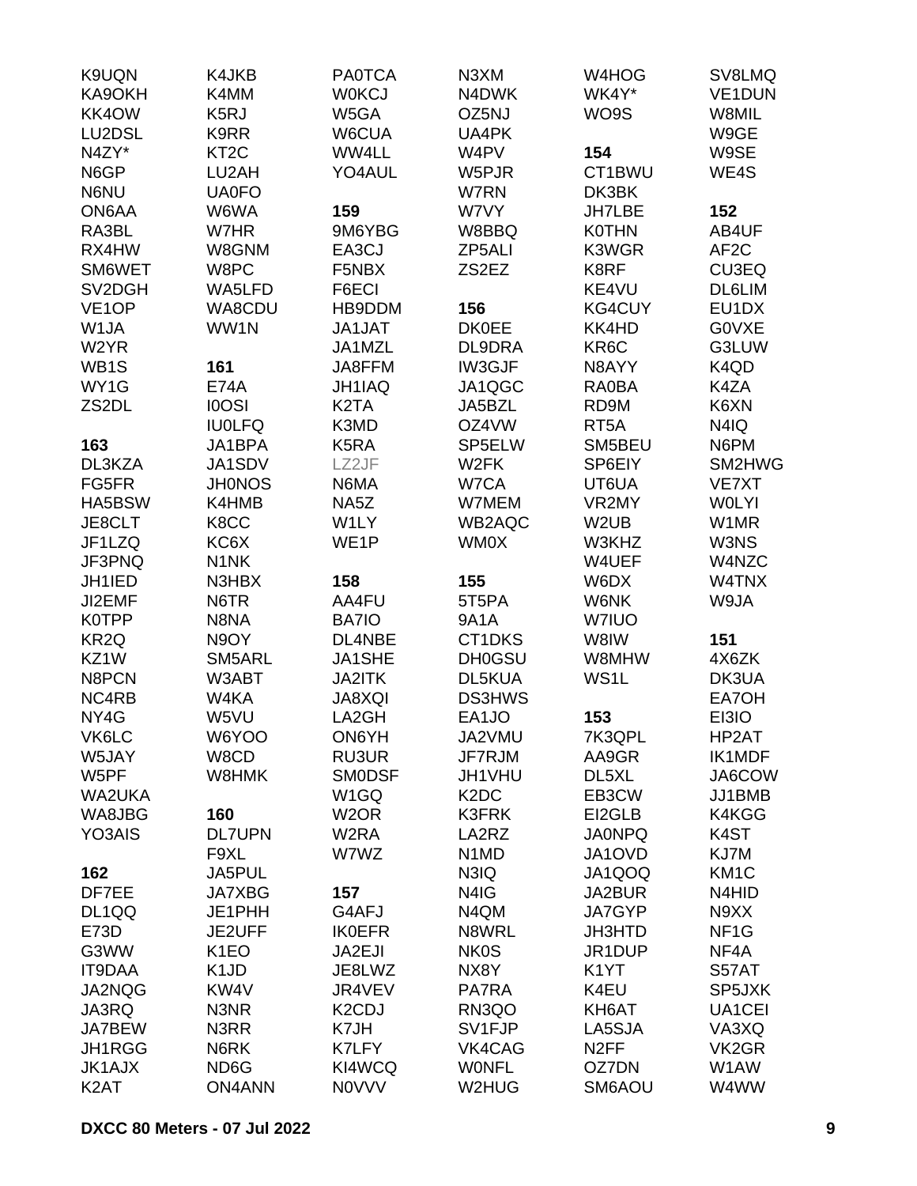K9UQN
KA9OKH
KK4OW
LU2DSL
N4ZY*
N6GP
N6NU
ON6AA
RA3BL
RX4HW
SM6WET
SV2DGH
VE1OP
W1JA
W2YR
WB1S
WY1G
ZS2DL

**163**

DL3KZA
FG5FR
HA5BSW
JE8CLT
JF1LZQ
JF3PNQ
JH1IED
JI2EMF
K0TPP
KR2Q
KZ1W
N8PCN
NC4RB
NY4G
VK6LC
W5JAY
W5PF
WA2UKA
WA8JBG
YO3AIS

**162**

DF7EE
DL1QQ
E73D
G3WW
IT9DAA
JA2NQG
JA3RQ
JA7BEW
JH1RGG
JK1AJX
K2AT
K4JKB
K4MM
K5RJ
K9RR
KT2C
LU2AH
UA0FO
W6WA
W7HR
W8GNM
W8PC
WA5LFD
WA8CDU
WW1N

**161**

E74A
I0OSI
IU0LFQ
JA1BPA
JA1SDV
JH0NOS
K4HMB
K8CC
KC6X
N1NK
N3HBX
N6TR
N8NA
N9OY
SM5ARL
W3ABT
W4KA
W5VU
W6YOO
W8CD
W8HMK

**160**

DL7UPN
F9XL
JA5PUL
JA7XBG
JE1PHH
JE2UFF
K1EO
K1JD
KW4V
N3NR
N3RR
N6RK
ND6G
ON4ANN
PA0TCA
W0KCJ
W5GA
W6CUA
WW4LL
YO4AUL

**159**

9M6YBG
EA3CJ
F5NBX
F6ECI
HB9DDM
JA1JAT
JA1MZL
JA8FFM
JH1IAQ
K2TA
K3MD
K5RA
LZ2JF
N6MA
NA5Z
W1LY
WE1P

**158**

AA4FU
BA7IO
DL4NBE
JA1SHE
JA2ITK
JA8XQI
LA2GH
ON6YH
RU3UR
SM0DSF
W1GQ
W2OR
W2RA
W7WZ

**157**

G4AFJ
IK0EFR
JA2EJI
JE8LWZ
JR4VEV
K2CDJ
K7JH
K7LFY
KI4WCQ
N0VVV
N3XM
N4DWK
OZ5NJ
UA4PK
W4PV
W5PJR
W7RN
W7VY
W8BBQ
ZP5ALI
ZS2EZ

**156**

DK0EE
DL9DRA
IW3GJF
JA1QGC
JA5BZL
OZ4VW
SP5ELW
W2FK
W7CA
W7MEM
WB2AQC
WM0X

**155**

5T5PA
9A1A
CT1DKS
DH0GSU
DL5KUA
DS3HWS
EA1JO
JA2VMU
JF7RJM
JH1VHU
K2DC
K3FRK
LA2RZ
N1MD
N3IQ
N4IG
N4QM
N8WRL
NK0S
NX8Y
PA7RA
RN3QO
SV1FJP
VK4CAG
W0NFL
W2HUG
W4HOG
WK4Y*
WO9S

**154**

CT1BWU
DK3BK
JH7LBE
K0THN
K3WGR
K8RF
KE4VU
KG4CUY
KK4HD
KR6C
N8AYY
RA0BA
RD9M
RT5A
SM5BEU
SP6EIY
UT6UA
VR2MY
W2UB
W3KHZ
W4UEF
W6DX
W6NK
W7IUO
W8IW
W8MHW
WS1L

**153**

7K3QPL
AA9GR
DL5XL
EB3CW
EI2GLB
JA0NPQ
JA1OVD
JA1QOQ
JA2BUR
JA7GYP
JH3HTD
JR1DUP
K1YT
K4EU
KH6AT
LA5SJA
N2FF
OZ7DN
SM6AOU
SV8LMQ
VE1DUN
W8MIL
W9GE
W9SE
WE4S

**152**

AB4UF
AF2C
CU3EQ
DL6LIM
EU1DX
G0VXE
G3LUW
K4QD
K4ZA
K6XN
N4IQ
N6PM
SM2HWG
VE7XT
W0LYI
W1MR
W3NS
W4NZC
W4TNX
W9JA

**151**

4X6ZK
DK3UA
EA7OH
EI3IO
HP2AT
IK1MDF
JA6COW
JJ1BMB
K4KGG
K4ST
KJ7M
KM1C
N4HID
N9XX
NF1G
NF4A
S57AT
SP5JXK
UA1CEI
VA3XQ
VK2GR
W1AW
W4WW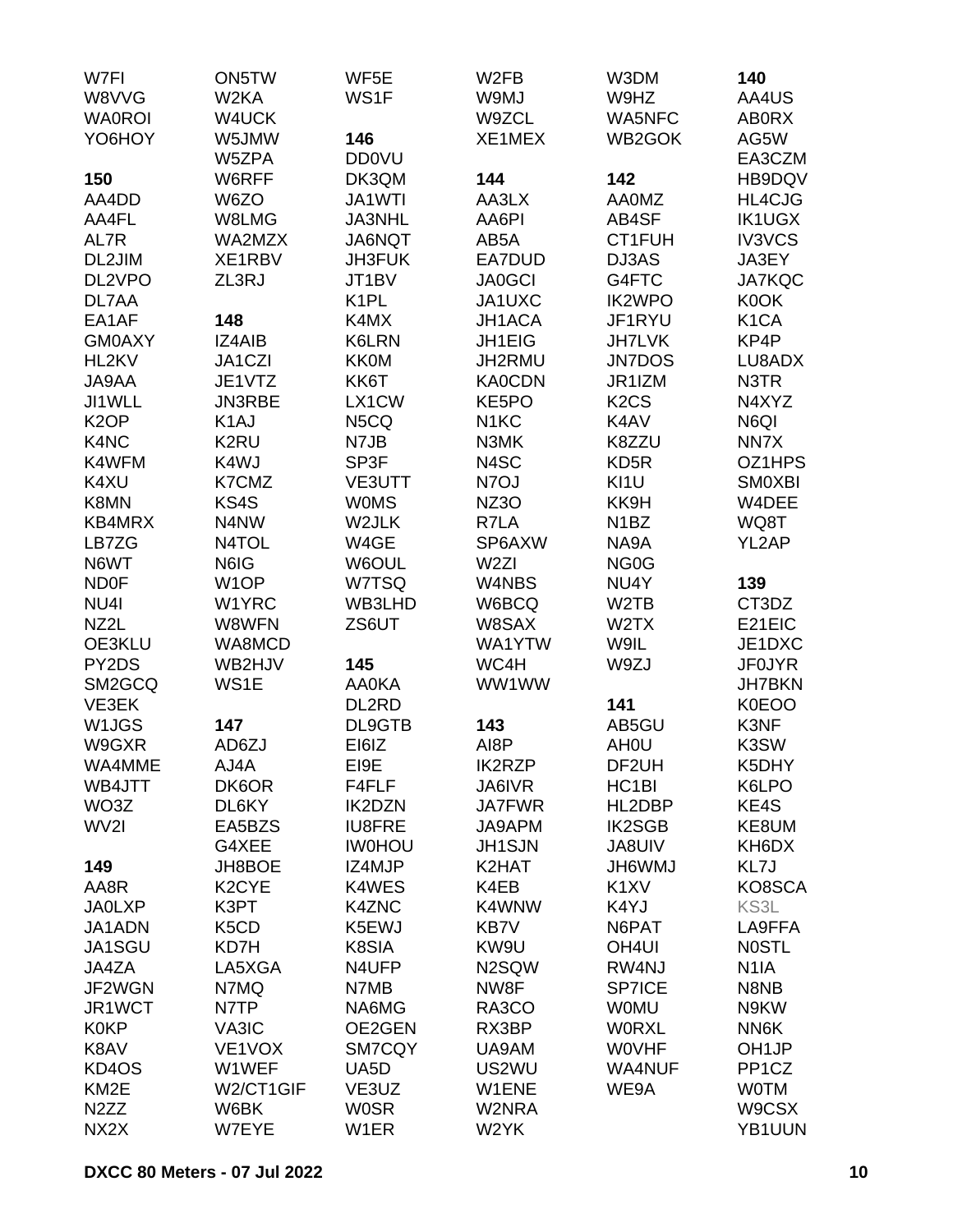W7FI
W8VVG
WA0ROI
YO6HOY

**150**
AA4DD
AA4FL
AL7R
DL2JIM
DL2VPO
DL7AA
EA1AF
GM0AXY
HL2KV
JA9AA
JI1WLL
K2OP
K4NC
K4WFM
K4XU
K8MN
KB4MRX
LB7ZG
N6WT
ND0F
NU4I
NZ2L
OE3KLU
PY2DS
SM2GCQ
VE3EK
W1JGS
W9GXR
WA4MME
WB4JTT
WO3Z
WV2I

**149**
AA8R
JA0LXP
JA1ADN
JA1SGU
JA4ZA
JF2WGN
JR1WCT
K0KP
K8AV
KD4OS
KM2E
N2ZZ
NX2X

ON5TW
W2KA
W4UCK
W5JMW
W5ZPA
W6RFF
W6ZO
W8LMG
WA2MZX
XE1RBV
ZL3RJ

**148**
IZ4AIB
JA1CZI
JE1VTZ
JN3RBE
K1AJ
K2RU
K4WJ
K7CMZ
KS4S
N4NW
N4TOL
N6IG
W1OP
W1YRC
W8WFN
WA8MCD
WB2HJV
WS1E

**147**
AD6ZJ
AJ4A
DK6OR
DL6KY
EA5BZS
G4XEE
JH8BOE
K2CYE
K3PT
K5CD
KD7H
LA5XGA
N7MQ
N7TP
VA3IC
VE1VOX
W1WEF
W2/CT1GIF
W6BK
W7EYE

WF5E
WS1F

**146**
DD0VU
DK3QM
JA1WTI
JA3NHL
JA6NQT
JH3FUK
JT1BV
K1PL
K4MX
K6LRN
KK0M
KK6T
LX1CW
N5CQ
N7JB
SP3F
VE3UTT
W0MS
W2JLK
W4GE
W6OUL
W7TSQ
WB3LHD
ZS6UT

**145**
AA0KA
DL2RD
DL9GTB
EI6IZ
EI9E
F4FLF
IK2DZN
IU8FRE
IW0HOU
IZ4MJP
K4WES
K4ZNC
K5EWJ
K8SIA
N4UFP
N7MB
NA6MG
OE2GEN
SM7CQY
UA5D
VE3UZ
W0SR
W1ER

W2FB
W9MJ
W9ZCL
XE1MEX

**144**
AA3LX
AA6PI
AB5A
EA7DUD
JA0GCI
JA1UXC
JH1ACA
JH1EIG
JH2RMU
KA0CDN
KE5PO
N1KC
N3MK
N4SC
N7OJ
NZ3O
R7LA
SP6AXW
W2ZI
W4NBS
W6BCQ
W8SAX
WA1YTW
WC4H
WW1WW

**143**
AI8P
IK2RZP
JA6IVR
JA7FWR
JA9APM
JH1SJN
K2HAT
K4EB
K4WNW
KB7V
KW9U
N2SQW
NW8F
RA3CO
RX3BP
UA9AM
US2WU
W1ENE
W2NRA
W2YK

W3DM
W9HZ
WA5NFC
WB2GOK

**142**
AA0MZ
AB4SF
CT1FUH
DJ3AS
G4FTC
IK2WPO
JF1RYU
JH7LVK
JN7DOS
JR1IZM
K2CS
K4AV
K8ZZU
KD5R
KI1U
KK9H
N1BZ
NA9A
NG0G
NU4Y
W2TB
W2TX
W9IL
W9ZJ

**141**
AB5GU
AH0U
DF2UH
HC1BI
HL2DBP
IK2SGB
JA8UIV
JH6WMJ
K1XV
K4YJ
N6PAT
OH4UI
RW4NJ
SP7ICE
W0MU
W0RXL
W0VHF
WA4NUF
WE9A

**140**
AA4US
AB0RX
AG5W
EA3CZM
HB9DQV
HL4CJG
IK1UGX
IV3VCS
JA3EY
JA7KQC
K0OK
K1CA
KP4P
LU8ADX
N3TR
N4XYZ
N6QI
NN7X
OZ1HPS
SM0XBI
W4DEE
WQ8T
YL2AP

**139**
CT3DZ
E21EIC
JE1DXC
JF0JYR
JH7BKN
K0EOO
K3NF
K3SW
K5DHY
K6LPO
KE4S
KE8UM
KH6DX
KL7J
KO8SCA
KS3L
LA9FFA
N0STL
N1IA
N8NB
N9KW
NN6K
OH1JP
PP1CZ
W0TM
W9CSX
YB1UUN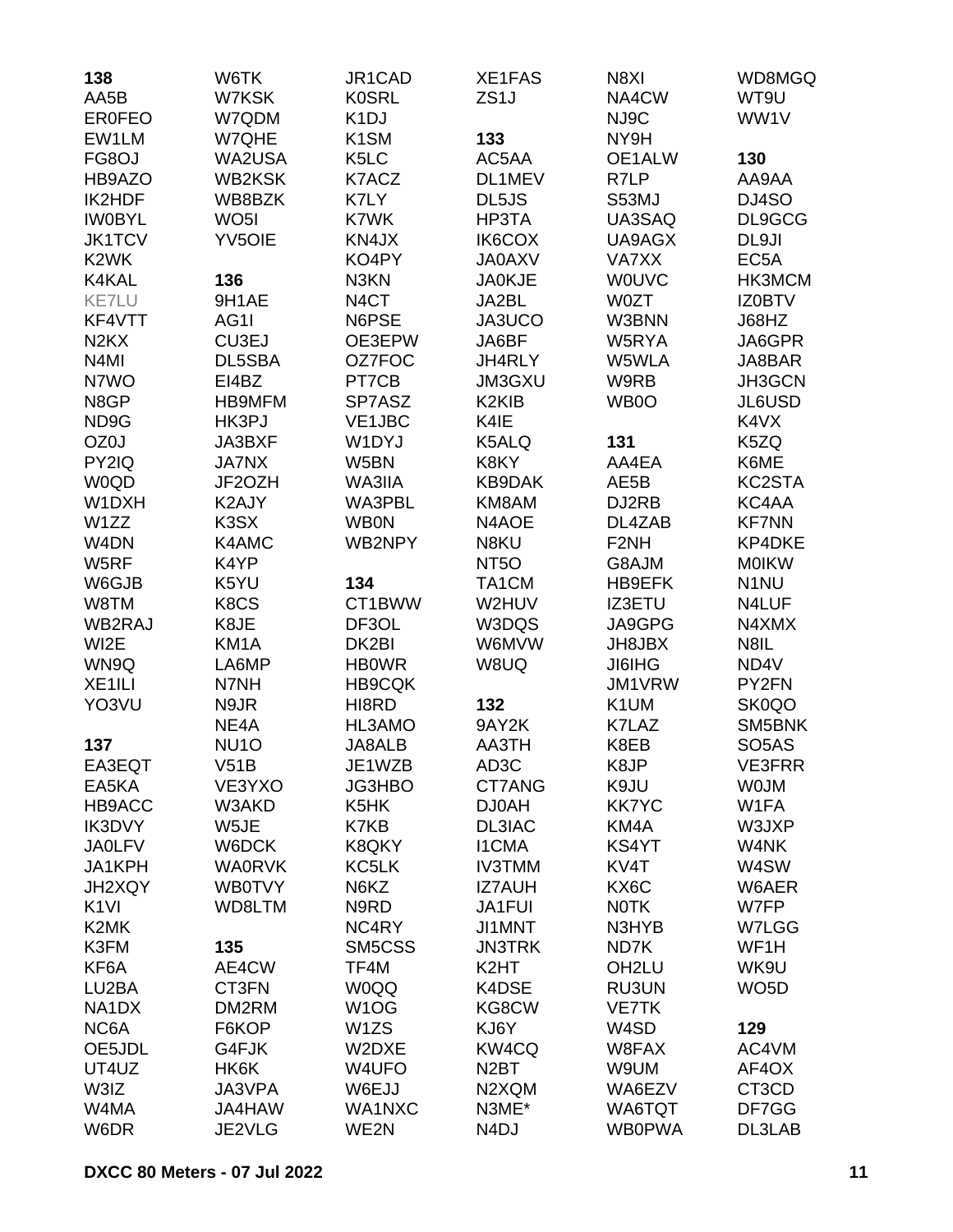**138**
AA5B
ER0FEO
EW1LM
FG8OJ
HB9AZO
IK2HDF
IW0BYL
JK1TCV
K2WK
K4KAL
KE7LU
KF4VTT
N2KX
N4MI
N7WO
N8GP
ND9G
OZ0J
PY2IQ
W0QD
W1DXH
W1ZZ
W4DN
W5RF
W6GJB
W8TM
WB2RAJ
WI2E
WN9Q
XE1ILI
YO3VU

**137**
EA3EQT
EA5KA
HB9ACC
IK3DVY
JA0LFV
JA1KPH
JH2XQY
K1VI
K2MK
K3FM
KF6A
LU2BA
NA1DX
NC6A
OE5JDL
UT4UZ
W3IZ
W4MA
W6DR
W6TK
W7KSK
W7QDM
W7QHE
WA2USA
WB2KSK
WB8BZK
WO5I
YV5OIE

**136**
9H1AE
AG1I
CU3EJ
DL5SBA
EI4BZ
HB9MFM
HK3PJ
JA3BXF
JA7NX
JF2OZH
K2AJY
K3SX
K4AMC
K4YP
K5YU
K8CS
K8JE
KM1A
LA6MP
N7NH
N9JR
NE4A
NU1O
V51B
VE3YXO
W3AKD
W5JE
W6DCK
WA0RVK
WB0TVY
WD8LTM

**135**
AE4CW
CT3FN
DM2RM
F6KOP
G4FJK
HK6K
JA3VPA
JA4HAW
JE2VLG
JR1CAD
K0SRL
K1DJ
K1SM
K5LC
K7ACZ
K7LY
K7WK
KN4JX
KO4PY
N3KN
N4CT
N6PSE
OE3EPW
OZ7FOC
PT7CB
SP7ASZ
VE1JBC
W1DYJ
W5BN
WA3IIA
WA3PBL
WB0N
WB2NPY

**134**
CT1BWW
DF3OL
DK2BI
HB0WR
HB9CQK
HI8RD
HL3AMO
JA8ALB
JE1WZB
JG3HBO
K5HK
K7KB
K8QKY
KC5LK
N6KZ
N9RD
NC4RY
SM5CSS
TF4M
W0QQ
W1OG
W1ZS
W2DXE
W4UFO
W6EJJ
WA1NXC
WE2N
XE1FAS
ZS1J

**133**
AC5AA
DL1MEV
DL5JS
HP3TA
IK6COX
JA0AXV
JA0KJE
JA2BL
JA3UCO
JA6BF
JH4RLY
JM3GXU
K2KIB
K4IE
K5ALQ
K8KY
KB9DAK
KM8AM
N4AOE
N8KU
NT5O
TA1CM
W2HUV
W3DQS
W6MVW
W8UQ

**132**
9AY2K
AA3TH
AD3C
CT7ANG
DJ0AH
DL3IAC
I1CMA
IV3TMM
IZ7AUH
JA1FUI
JI1MNT
JN3TRK
K2HT
K4DSE
KG8CW
KJ6Y
KW4CQ
N2BT
N2XQM
N3ME*
N4DJ
N8XI
NA4CW
NJ9C
NY9H
OE1ALW
R7LP
S53MJ
UA3SAQ
UA9AGX
VA7XX
W0UVC
W0ZT
W3BNN
W5RYA
W5WLA
W9RB
WB0O

**131**
AA4EA
AE5B
DJ2RB
DL4ZAB
F2NH
G8AJM
HB9EFK
IZ3ETU
JA9GPG
JH8JBX
JI6IHG
JM1VRW
K1UM
K7LAZ
K8EB
K8JP
K9JU
KK7YC
KM4A
KS4YT
KV4T
KX6C
N0TK
N3HYB
ND7K
OH2LU
RU3UN
VE7TK
W4SD
W8FAX
W9UM
WA6EZV
WA6TQT
WB0PWA
WD8MGQ
WT9U
WW1V

**130**
AA9AA
DJ4SO
DL9GCG
DL9JI
EC5A
HK3MCM
IZ0BTV
J68HZ
JA6GPR
JA8BAR
JH3GCN
JL6USD
K4VX
K5ZQ
K6ME
KC2STA
KC4AA
KF7NN
KP4DKE
M0IKW
N1NU
N4LUF
N4XMX
N8IL
ND4V
PY2FN
SK0QO
SM5BNK
SO5AS
VE3FRR
W0JM
W1FA
W3JXP
W4NK
W4SW
W6AER
W7FP
W7LGG
WF1H
WK9U
WO5D

**129**
AC4VM
AF4OX
CT3CD
DF7GG
DL3LAB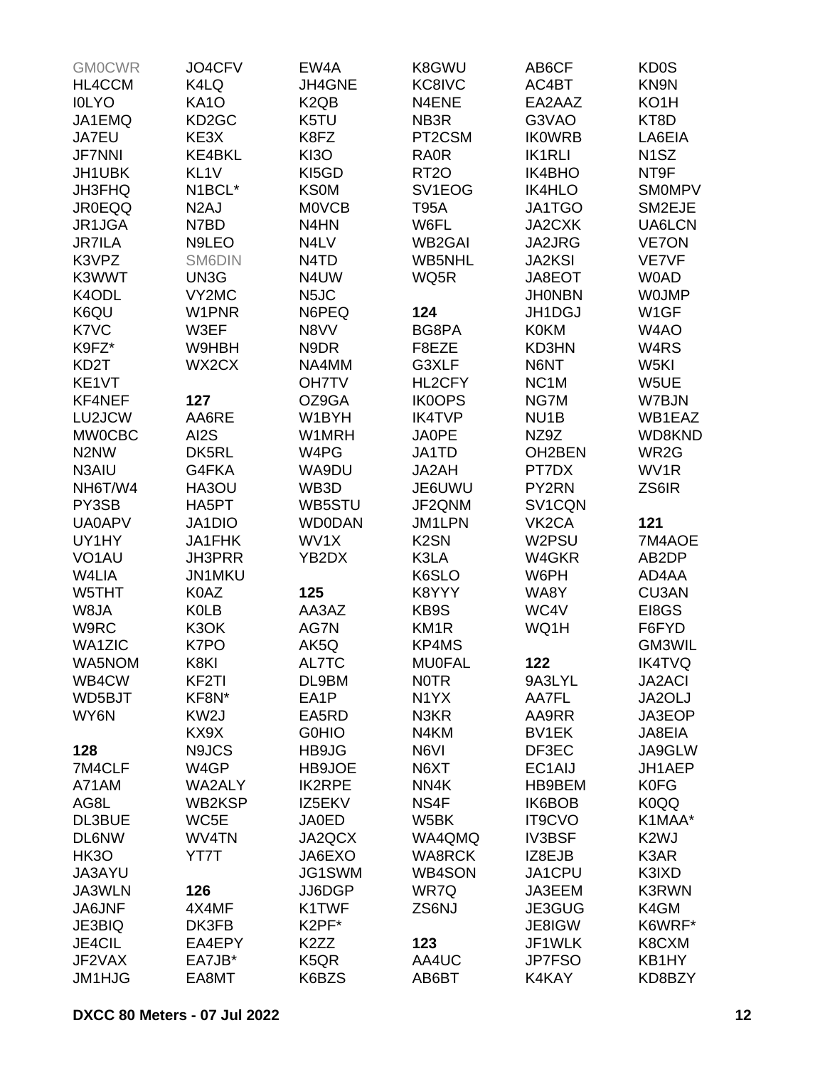GM0CWR
HL4CCM
I0LYO
JA1EMQ
JA7EU
JF7NNI
JH1UBK
JH3FHQ
JR0EQQ
JR1JGA
JR7ILA
K3VPZ
K3WWT
K4ODL
K6QU
K7VC
K9FZ*
KD2T
KE1VT
KF4NEF
LU2JCW
MW0CBC
N2NW
N3AIU
NH6T/W4
PY3SB
UA0APV
UY1HY
VO1AU
W4LIA
W5THT
W8JA
W9RC
WA1ZIC
WA5NOM
WB4CW
WD5BJT
WY6N

**128**

7M4CLF
A71AM
AG8L
DL3BUE
DL6NW
HK3O
JA3AYU
JA3WLN
JA6JNF
JE3BIQ
JE4CIL
JF2VAX
JM1HJG

JO4CFV
K4LQ
KA1O
KD2GC
KE3X
KE4BKL
KL1V
N1BCL*
N2AJ
N7BD
N9LEO
SM6DIN
UN3G
VY2MC
W1PNR
W3EF
W9HBH
WX2CX

**127**

AA6RE
AI2S
DK5RL
G4FKA
HA3OU
HA5PT
JA1DIO
JA1FHK
JH3PRR
JN1MKU
K0AZ
K0LB
K3OK
K7PO
K8KI
KF2TI
KF8N*
KW2J
KX9X
N9JCS
W4GP
WA2ALY
WB2KSP
WC5E
WV4TN
YT7T

**126**

4X4MF
DK3FB
EA4EPY
EA7JB*
EA8MT

EW4A
JH4GNE
K2QB
K5TU
K8FZ
KI3O
KI5GD
KS0M
M0VCB
N4HN
N4LV
N4TD
N4UW
N5JC
N6PEQ
N8VV
N9DR
NA4MM
OH7TV
OZ9GA
W1BYH
W1MRH
W4PG
WA9DU
WB3D
WB5STU
WD0DAN
WV1X
YB2DX

**125**

AA3AZ
AG7N
AK5Q
AL7TC
DL9BM
EA1P
EA5RD
G0HIO
HB9JG
HB9JOE
IK2RPE
IZ5EKV
JA0ED
JA2QCX
JA6EXO
JG1SWM
JJ6DGP
K1TWF
K2PF*
K2ZZ
K5QR
K6BZS

K8GWU
KC8IVC
N4ENE
NB3R
PT2CSM
RA0R
RT2O
SV1EOG
T95A
W6FL
WB2GAI
WB5NHL
WQ5R

**124**

BG8PA
F8EZE
G3XLF
HL2CFY
IK0OPS
IK4TVP
JA0PE
JA1TD
JA2AH
JE6UWU
JF2QNM
JM1LPN
K2SN
K3LA
K6SLO
K8YYY
KB9S
KM1R
KP4MS
MU0FAL
N0TR
N1YX
N3KR
N4KM
N6VI
N6XT
NN4K
NS4F
W5BK
WA4QMQ
WA8RCK
WB4SON
WR7Q
ZS6NJ

**123**

AA4UC
AB6BT

AB6CF
AC4BT
EA2AAZ
G3VAO
IK0WRB
IK1RLI
IK4BHO
IK4HLO
JA1TGO
JA2CXK
JA2JRG
JA2KSI
JA8EOT
JH0NBN
JH1DGJ
K0KM
KD3HN
N6NT
NC1M
NG7M
NU1B
NZ9Z
OH2BEN
PT7DX
PY2RN
SV1CQN
VK2CA
W2PSU
W4GKR
W6PH
WA8Y
WC4V
WQ1H

**122**

9A3LYL
AA7FL
AA9RR
BV1EK
DF3EC
EC1AIJ
HB9BEM
IK6BOB
IT9CVO
IV3BSF
IZ8EJB
JA1CPU
JA3EEM
JE3GUG
JE8IGW
JF1WLK
JP7FSO
K4KAY

KD0S
KN9N
KO1H
KT8D
LA6EIA
N1SZ
NT9F
SM0MPV
SM2EJE
UA6LCN
VE7ON
VE7VF
W0AD
W0JMP
W1GF
W4AO
W4RS
W5KI
W5UE
W7BJN
WB1EAZ
WD8KND
WR2G
WV1R
ZS6IR

**121**

7M4AOE
AB2DP
AD4AA
CU3AN
EI8GS
F6FYD
GM3WIL
IK4TVQ
JA2ACI
JA2OLJ
JA3EOP
JA8EIA
JA9GLW
JH1AEP
K0FG
K0QQ
K1MAA*
K2WJ
K3AR
K3IXD
K3RWN
K4GM
K6WRF*
K8CXM
KB1HY
KD8BZY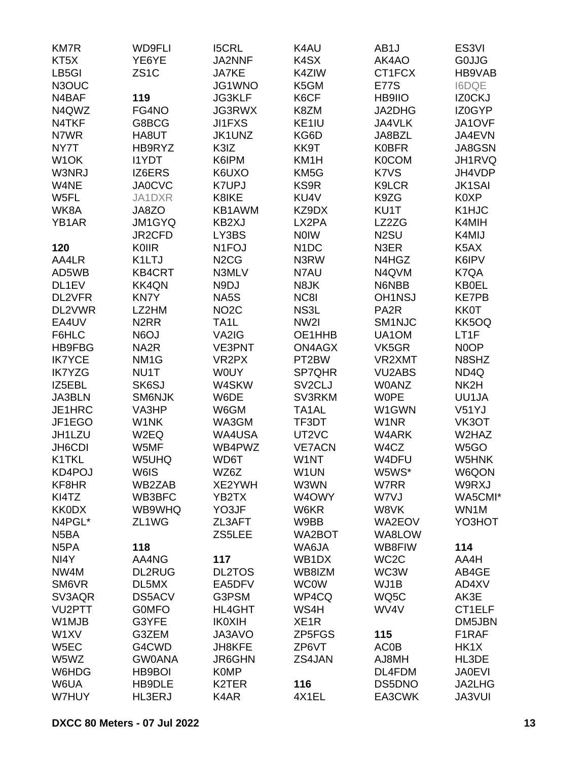KM7R
KT5X
LB5GI
N3OUC
N4BAF
N4QWZ
N4TKF
N7WR
NY7T
W1OK
W3NRJ
W4NE
W5FL
WK8A
YB1AR

**120**

AA4LR
AD5WB
DL1EV
DL2VFR
DL2VWR
EA4UV
F6HLC
HB9FBG
IK7YCE
IK7YZG
IZ5EBL
JA3BLN
JE1HRC
JF1EGO
JH1LZU
JH6CDI
K1TKL
KD4POJ
KF8HR
KI4TZ
KK0DX
N4PGL*
N5BA
N5PA
NI4Y
NW4M
SM6VR
SV3AQR
VU2PTT
W1MJB
W1XV
W5EC
W5WZ
W6HDG
W6UA
W7HUY

WD9FLI
YE6YE
ZS1C

**119**

FG4NO
G8BCG
HA8UT
HB9RYZ
I1YDT
IZ6ERS
JA0CVC
JA1DXR
JA8ZO
JM1GYQ
JR2CFD
K0IIR
K1LTJ
KB4CRT
KK4QN
KN7Y
LZ2HM
N2RR
N6OJ
NA2R
NM1G
NU1T
SK6SJ
SM6NJK
VA3HP
W1NK
W2EQ
W5MF
W5UHQ
W6IS
WB2ZAB
WB3BFC
WB9WHQ
ZL1WG

**118**

AA4NG
DL2RUG
DL5MX
DS5ACV
G0MFO
G3YFE
G3ZEM
G4CWD
GW0ANA
HB9BOI
HB9DLE
HL3ERJ

I5CRL
JA2NNF
JA7KE
JG1WNO
JG3KLF
JG3RWX
JI1FXS
JK1UNZ
K3IZ
K6IPM
K6UXO
K7UPJ
K8IKE
KB1AWM
KB2XJ
LY3BS
N1FOJ
N2CG
N3MLV
N9DJ
NA5S
NO2C
TA1L
VA2IG
VE3PNT
VR2PX
W0UY
W4SKW
W6DE
W6GM
WA3GM
WA4USA
WB4PWZ
WD6T
WZ6Z
XE2YWH
YB2TX
YO3JF
ZL3AFT
ZS5LEE

**117**

DL2TOS
EA5DFV
G3PSM
HL4GHT
IK0XIH
JA3AVO
JH8KFE
JR6GHN
K0MP
K2TER
K4AR

K4AU
K4SX
K4ZIW
K5GM
K6CF
K8ZM
KE1IU
KG6D
KK9T
KM1H
KM5G
KS9R
KU4V
KZ9DX
LX2PA
N0IW
N1DC
N3RW
N7AU
N8JK
NC8I
NS3L
NW2I
OE1HHB
ON4AGX
PT2BW
SP7QHR
SV2CLJ
SV3RKM
TA1AL
TF3DT
UT2VC
VE7ACN
W1NT
W1UN
W3WN
W4OWY
W6KR
W9BB
WA2BOT
WA6JA
WB1DX
WB8IZM
WC0W
WP4CQ
WS4H
XE1R
ZP5FGS
ZP6VT
ZS4JAN

**116**

4X1EL

AB1J
AK4AO
CT1FCX
E77S
HB9IIO
JA2DHG
JA4VLK
JA8BZL
K0BFR
K0COM
K7VS
K9LCR
K9ZG
KU1T
LZ2ZG
N2SU
N3ER
N4HGZ
N4QVM
N6NBB
OH1NSJ
PA2R
SM1NJC
UA1OM
VK5GR
VR2XMT
VU2ABS
W0ANZ
W0PE
W1GWN
W1NR
W4ARK
W4CZ
W4DFU
W5WS*
W7RR
W7VJ
W8VK
WA2EOV
WA8LOW
WB8FIW
WC2C
WC3W
WJ1B
WQ5C
WV4V

**115**

AC0B
AJ8MH
DL4FDM
DS5DNO
EA3CWK

ES3VI
G0JJG
HB9VAB
I6DQE
IZ0CKJ
IZ0GYP
JA1OVF
JA4EVN
JA8GSN
JH1RVQ
JH4VDP
JK1SAI
K0XP
K1HJC
K4MIH
K4MIJ
K5AX
K6IPV
K7QA
KB0EL
KE7PB
KK0T
KK5OQ
LT1F
N0OP
N8SHZ
ND4Q
NK2H
UU1JA
V51YJ
VK3OT
W2HAZ
W5GO
W5HNK
W6QON
W9RXJ
WA5CMI*
WN1M
YO3HOT

**114**

AA4H
AB4GE
AD4XV
AK3E
CT1ELF
DM5JBN
F1RAF
HK1X
HL3DE
JA0EVI
JA2LHG
JA3VUI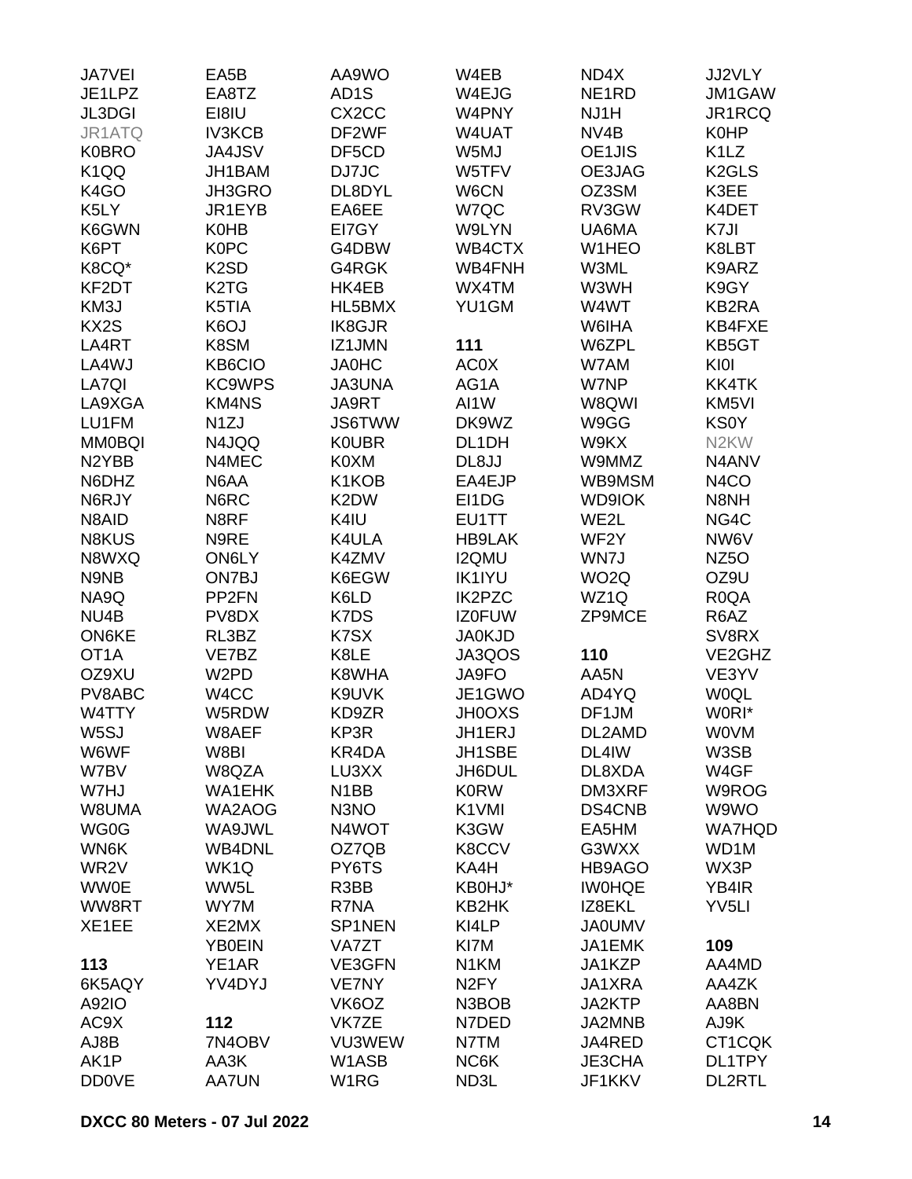JA7VEI
JE1LPZ
JL3DGI
JR1ATQ
K0BRO
K1QQ
K4GO
K5LY
K6GWN
K6PT
K8CQ*
KF2DT
KM3J
KX2S
LA4RT
LA4WJ
LA7QI
LA9XGA
LU1FM
MM0BQI
N2YBB
N6DHZ
N6RJY
N8AID
N8KUS
N8WXQ
N9NB
NA9Q
NU4B
ON6KE
OT1A
OZ9XU
PV8ABC
W4TTY
W5SJ
W6WF
W7BV
W7HJ
W8UMA
WG0G
WN6K
WR2V
WW0E
WW8RT
XE1EE

**113**
6K5AQY
A92IO
AC9X
AJ8B
AK1P
DD0VE

EA5B
EA8TZ
EI8IU
IV3KCB
JA4JSV
JH1BAM
JH3GRO
JR1EYB
K0HB
K0PC
K2SD
K2TG
K5TIA
K6OJ
K8SM
KB6CIO
KC9WPS
KM4NS
N1ZJ
N4JQQ
N4MEC
N6AA
N6RC
N8RF
N9RE
ON6LY
ON7BJ
PP2FN
PV8DX
RL3BZ
VE7BZ
W2PD
W4CC
W5RDW
W8AEF
W8BI
W8QZA
WA1EHK
WA2AOG
WA9JWL
WB4DNL
WK1Q
WW5L
WY7M
XE2MX
YB0EIN
YE1AR
YV4DYJ

**112**
7N4OBV
AA3K
AA7UN

AA9WO
AD1S
CX2CC
DF2WF
DF5CD
DJ7JC
DL8DYL
EA6EE
EI7GY
G4DBW
G4RGK
HK4EB
HL5BMX
IK8GJR
IZ1JMN
JA0HC
JA3UNA
JA9RT
JS6TWW
K0UBR
K0XM
K1KOB
K2DW
K4IU
K4ULA
K4ZMV
K6EGW
K6LD
K7DS
K7SX
K8LE
K8WHA
K9UVK
KD9ZR
KP3R
KR4DA
LU3XX
N1BB
N3NO
N4WOT
OZ7QB
PY6TS
R3BB
R7NA
SP1NEN
VA7ZT
VE3GFN
VE7NY
VK6OZ
VK7ZE
VU3WEW
W1ASB
W1RG

W4EB
W4EJG
W4PNY
W4UAT
W5MJ
W5TFV
W6CN
W7QC
W9LYN
WB4CTX
WB4FNH
WX4TM
YU1GM

**111**
AC0X
AG1A
AI1W
DK9WZ
DL1DH
DL8JJ
EA4EJP
EI1DG
EU1TT
HB9LAK
I2QMU
IK1IYU
IK2PZC
IZ0FUW
JA0KJD
JA3QOS
JA9FO
JE1GWO
JH0OXS
JH1ERJ
JH1SBE
JH6DUL
K0RW
K1VMI
K3GW
K8CCV
KA4H
KB0HJ*
KB2HK
KI4LP
KI7M
N1KM
N2FY
N3BOB
N7DED
N7TM
NC6K
ND3L

ND4X
NE1RD
NJ1H
NV4B
OE1JIS
OE3JAG
OZ3SM
RV3GW
UA6MA
W1HEO
W3ML
W3WH
W4WT
W6IHA
W6ZPL
W7AM
W7NP
W8QWI
W9GG
W9KX
W9MMZ
WB9MSM
WD9IOK
WE2L
WF2Y
WN7J
WO2Q
WZ1Q
ZP9MCE

**110**
AA5N
AD4YQ
DF1JM
DL2AMD
DL4IW
DL8XDA
DM3XRF
DS4CNB
EA5HM
G3WXX
HB9AGO
IW0HQE
IZ8EKL
JA0UMV
JA1EMK
JA1KZP
JA1XRA
JA2KTP
JA2MNB
JA4RED
JE3CHA
JF1KKV

JJ2VLY
JM1GAW
JR1RCQ
K0HP
K1LZ
K2GLS
K3EE
K4DET
K7JI
K8LBT
K9ARZ
K9GY
KB2RA
KB4FXE
KB5GT
KI0I
KK4TK
KM5VI
KS0Y
N2KW
N4ANV
N4CO
N8NH
NG4C
NW6V
NZ5O
OZ9U
R0QA
R6AZ
SV8RX
VE2GHZ
VE3YV
W0QL
W0RI*
W0VM
W3SB
W4GF
W9ROG
W9WO
WA7HQD
WD1M
WX3P
YB4IR
YV5LI

**109**
AA4MD
AA4ZK
AA8BN
AJ9K
CT1CQK
DL1TPY
DL2RTL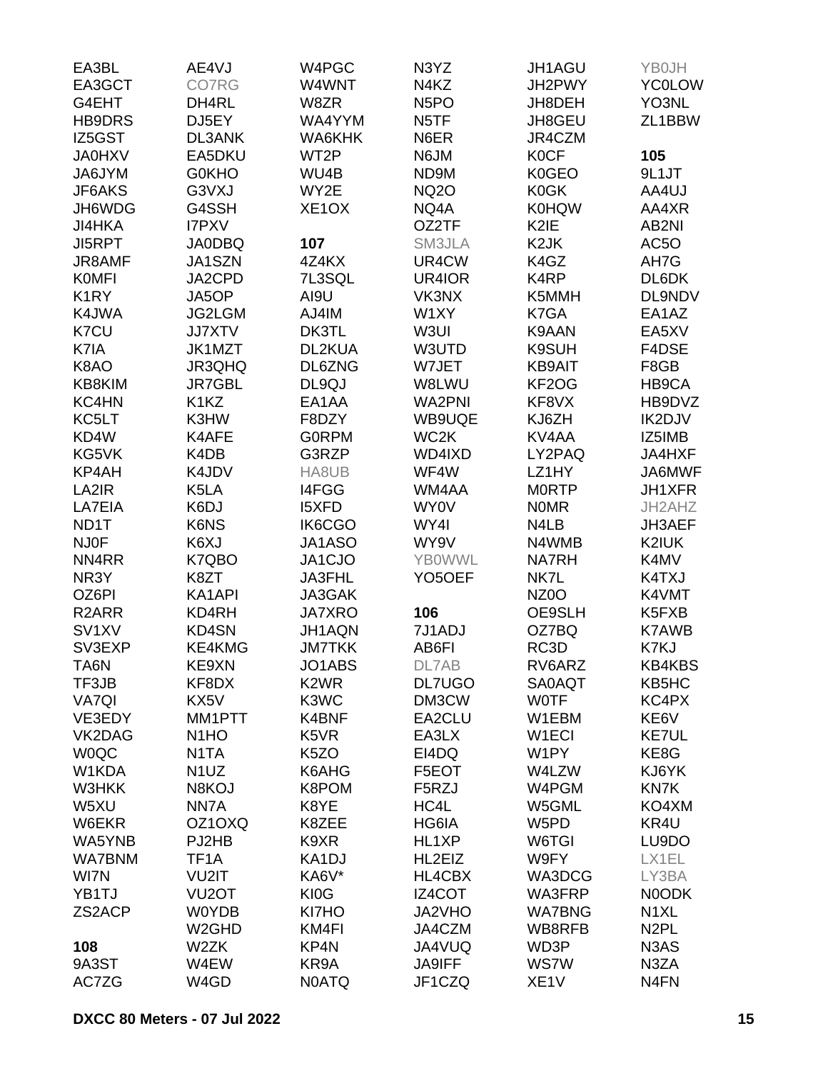EA3BL
EA3GCT
G4EHT
HB9DRS
IZ5GST
JA0HXV
JA6JYM
JF6AKS
JH6WDG
JI4HKA
JI5RPT
JR8AMF
K0MFI
K1RY
K4JWA
K7CU
K7IA
K8AO
KB8KIM
KC4HN
KC5LT
KD4W
KG5VK
KP4AH
LA2IR
LA7EIA
ND1T
NJ0F
NN4RR
NR3Y
OZ6PI
R2ARR
SV1XV
SV3EXP
TA6N
TF3JB
VA7QI
VE3EDY
VK2DAG
W0QC
W1KDA
W3HKK
W5XU
W6EKR
WA5YNB
WA7BNM
WI7N
YB1TJ
ZS2ACP

**108**

9A3ST
AC7ZG
AE4VJ
CO7RG
DH4RL
DJ5EY
DL3ANK
EA5DKU
G0KHO
G3VXJ
G4SSH
I7PXV
JA0DBQ
JA1SZN
JA2CPD
JA5OP
JG2LGM
JJ7XTV
JK1MZT
JR3QHQ
JR7GBL
K1KZ
K3HW
K4AFE
K4DB
K4JDV
K5LA
K6DJ
K6NS
K6XJ
K7QBO
K8ZT
KA1API
KD4RH
KD4SN
KE4KMG
KE9XN
KF8DX
KX5V
MM1PTT
N1HO
N1TA
N1UZ
N8KOJ
NN7A
OZ1OXQ
PJ2HB
TF1A
VU2IT
VU2OT
W0YDB
W2GHD
W2ZK
W4EW
W4GD
W4PGC
W4WNT
W8ZR
WA4YYM
WA6KHK
WT2P
WU4B
WY2E
XE1OX

**107**

4Z4KX
7L3SQL
AI9U
AJ4IM
DK3TL
DL2KUA
DL6ZNG
DL9QJ
EA1AA
F8DZY
G0RPM
G3RZP
HA8UB
I4FGG
I5XFD
IK6CGO
JA1ASO
JA1CJO
JA3FHL
JA3GAK
JA7XRO
JH1AQN
JM7TKK
JO1ABS
K2WR
K3WC
K4BNF
K5VR
K5ZO
K6AHG
K8POM
K8YE
K8ZEE
K9XR
KA1DJ
KA6V*
KI0G
KI7HO
KM4FI
KP4N
KR9A
N0ATQ
N3YZ
N4KZ
N5PO
N5TF
N6ER
N6JM
ND9M
NQ2O
NQ4A
OZ2TF
SM3JLA
UR4CW
UR4IOR
VK3NX
W1XY
W3UI
W3UTD
W7JET
W8LWU
WA2PNI
WB9UQE
WC2K
WD4IXD
WF4W
WM4AA
WY0V
WY4I
WY9V
YB0WWL
YO5OEF

**106**

7J1ADJ
AB6FI
DL7AB
DL7UGO
DM3CW
EA2CLU
EA3LX
EI4DQ
F5EOT
F5RZJ
HC4L
HG6IA
HL1XP
HL2EIZ
HL4CBX
IZ4COT
JA2VHO
JA4CZM
JA4VUQ
JA9IFF
JF1CZQ
JH1AGU
JH2PWY
JH8DEH
JH8GEU
JR4CZM
K0CF
K0GEO
K0GK
K0HQW
K2IE
K2JK
K4GZ
K4RP
K5MMH
K7GA
K9AAN
K9SUH
KB9AIT
KF2OG
KF8VX
KJ6ZH
KV4AA
LY2PAQ
LZ1HY
M0RTP
N0MR
N4LB
N4WMB
NA7RH
NK7L
NZ0O
OE9SLH
OZ7BQ
RC3D
RV6ARZ
SA0AQT
W0TF
W1EBM
W1ECI
W1PY
W4LZW
W4PGM
W5GML
W5PD
W6TGI
W9FY
WA3DCG
WA3FRP
WA7BNG
WB8RFB
WD3P
WS7W
XE1V
YB0JH
YC0LOW
YO3NL
ZL1BBW

**105**

9L1JT
AA4UJ
AA4XR
AB2NI
AC5O
AH7G
DL6DK
DL9NDV
EA1AZ
EA5XV
F4DSE
F8GB
HB9CA
HB9DVZ
IK2DJV
IZ5IMB
JA4HXF
JA6MWF
JH1XFR
JH2AHZ
JH3AEF
K2IUK
K4MV
K4TXJ
K4VMT
K5FXB
K7AWB
K7KJ
KB4KBS
KB5HC
KC4PX
KE6V
KE7UL
KE8G
KJ6YK
KN7K
KO4XM
KR4U
LU9DO
LX1EL
LY3BA
N0ODK
N1XL
N2PL
N3AS
N3ZA
N4FN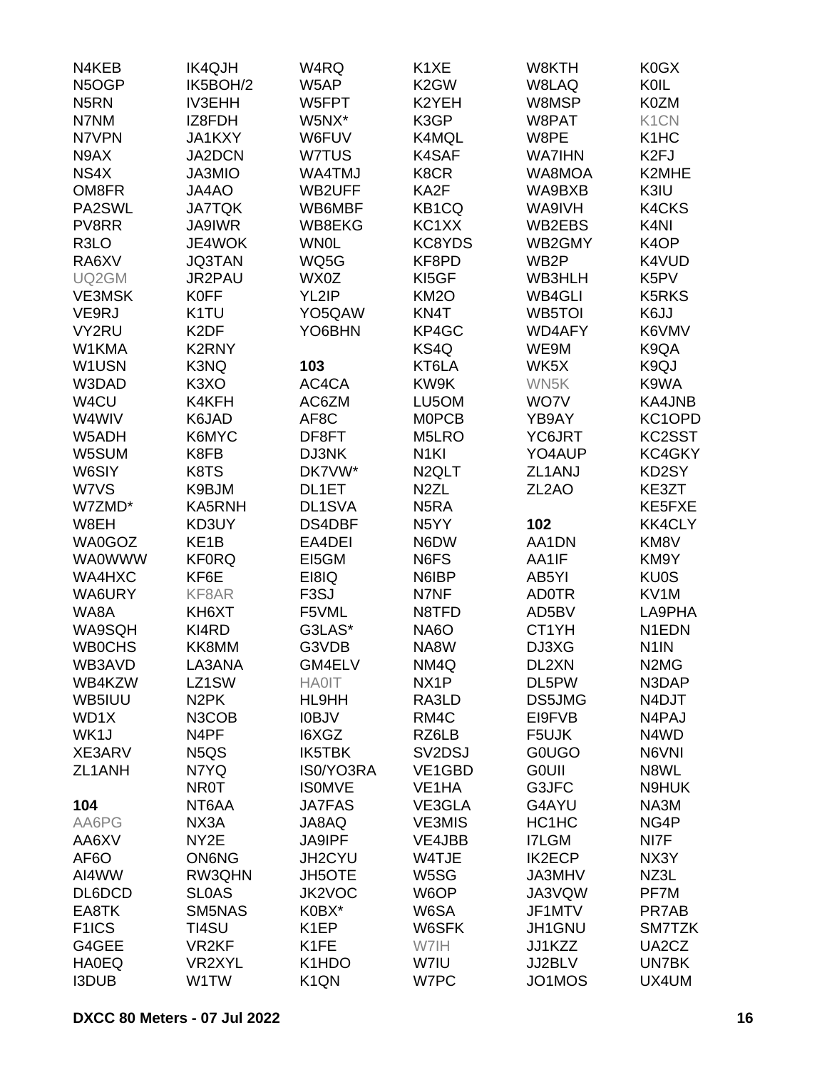N4KEB
N5OGP
N5RN
N7NM
N7VPN
N9AX
NS4X
OM8FR
PA2SWL
PV8RR
R3LO
RA6XV
UQ2GM
VE3MSK
VE9RJ
VY2RU
W1KMA
W1USN
W3DAD
W4CU
W4WIV
W5ADH
W5SUM
W6SIY
W7VS
W7ZMD*
W8EH
WA0GOZ
WA0WWW
WA4HXC
WA6URY
WA8A
WA9SQH
WB0CHS
WB3AVD
WB4KZW
WB5IUU
WD1X
WK1J
XE3ARV
ZL1ANH

**104**

AA6PG
AA6XV
AF6O
AI4WW
DL6DCD
EA8TK
F1ICS
G4GEE
HA0EQ
I3DUB
IK4QJH
IK5BOH/2
IV3EHH
IZ8FDH
JA1KXY
JA2DCN
JA3MIO
JA4AO
JA7TQK
JA9IWR
JE4WOK
JQ3TAN
JR2PAU
K0FF
K1TU
K2DF
K2RNY
K3NQ
K3XO
K4KFH
K6JAD
K6MYC
K8FB
K8TS
K9BJM
KA5RNH
KD3UY
KE1B
KF0RQ
KF6E
KF8AR
KH6XT
KI4RD
KK8MM
LA3ANA
LZ1SW
N2PK
N3COB
N4PF
N5QS
N7YQ
NR0T
NT6AA
NX3A
NY2E
ON6NG
RW3QHN
SL0AS
SM5NAS
TI4SU
VR2KF
VR2XYL
W1TW
W4RQ
W5AP
W5FPT
W5NX*
W6FUV
W7TUS
WA4TMJ
WB2UFF
WB6MBF
WB8EKG
WN0L
WQ5G
WX0Z
YL2IP
YO5QAW
YO6BHN

**103**

AC4CA
AC6ZM
AF8C
DF8FT
DJ3NK
DK7VW*
DL1ET
DL1SVA
DS4DBF
EA4DEI
EI5GM
EI8IQ
F3SJ
F5VML
G3LAS*
G3VDB
GM4ELV
HA0IT
HL9HH
I0BJV
I6XGZ
IK5TBK
IS0/YO3RA
IS0MVE
JA7FAS
JA8AQ
JA9IPF
JH2CYU
JH5OTE
JK2VOC
K0BX*
K1EP
K1FE
K1HDO
K1QN
K1XE
K2GW
K2YEH
K3GP
K4MQL
K4SAF
K8CR
KA2F
KB1CQ
KC1XX
KC8YDS
KF8PD
KI5GF
KM2O
KN4T
KP4GC
KS4Q
KT6LA
KW9K
LU5OM
M0PCB
M5LRO
N1KI
N2QLT
N2ZL
N5RA
N5YY
N6DW
N6FS
N6IBP
N7NF
N8TFD
NA6O
NA8W
NM4Q
NX1P
RA3LD
RM4C
RZ6LB
SV2DSJ
VE1GBD
VE1HA
VE3GLA
VE3MIS
VE4JBB
W4TJE
W5SG
W6OP
W6SA
W6SFK
W7IH
W7IU
W7PC
W8KTH
W8LAQ
W8MSP
W8PAT
W8PE
WA7IHN
WA8MOA
WA9BXB
WA9IVH
WB2EBS
WB2GMY
WB2P
WB3HLH
WB4GLI
WB5TOI
WD4AFY
WE9M
WK5X
WN5K
WO7V
YB9AY
YC6JRT
YO4AUP
ZL1ANJ
ZL2AO

**102**

AA1DN
AA1IF
AB5YI
AD0TR
AD5BV
CT1YH
DJ3XG
DL2XN
DL5PW
DS5JMG
EI9FVB
F5UJK
G0UGO
G0UII
G3JFC
G4AYU
HC1HC
I7LGM
IK2ECP
JA3MHV
JA3VQW
JF1MTV
JH1GNU
JJ1KZZ
JJ2BLV
JO1MOS
K0GX
K0IL
K0ZM
K1CN
K1HC
K2FJ
K2MHE
K3IU
K4CKS
K4NI
K4OP
K4VUD
K5PV
K5RKS
K6JJ
K6VMV
K9QA
K9QJ
K9WA
KA4JNB
KC1OPD
KC2SST
KC4GKY
KD2SY
KE3ZT
KE5FXE
KK4CLY
KM8V
KM9Y
KU0S
KV1M
LA9PHA
N1EDN
N1IN
N2MG
N3DAP
N4DJT
N4PAJ
N4WD
N6VNI
N8WL
N9HUK
NA3M
NG4P
NI7F
NX3Y
NZ3L
PF7M
PR7AB
SM7TZK
UA2CZ
UN7BK
UX4UM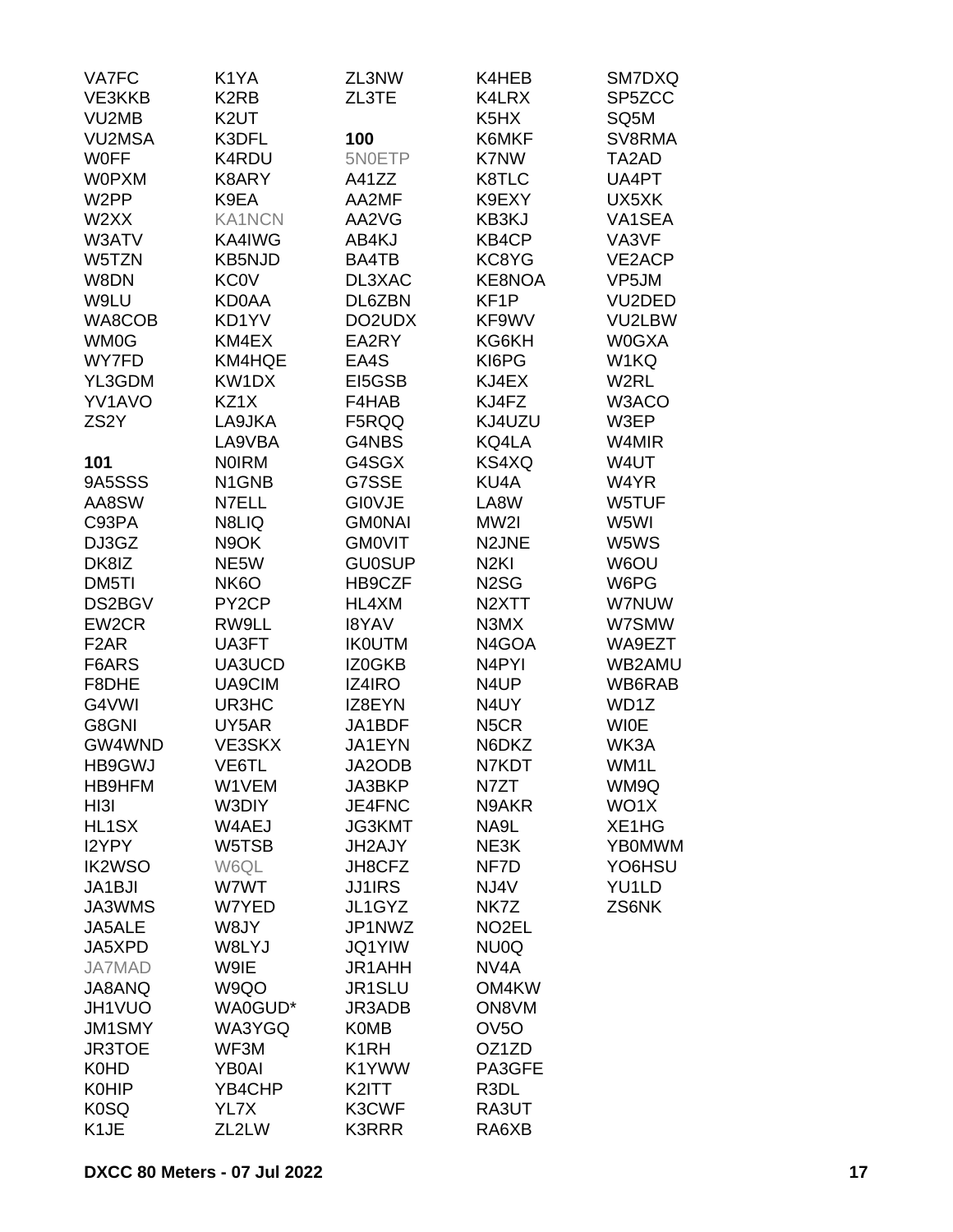VA7FC
VE3KKB
VU2MB
VU2MSA
W0FF
W0PXM
W2PP
W2XX
W3ATV
W5TZN
W8DN
W9LU
WA8COB
WM0G
WY7FD
YL3GDM
YV1AVO
ZS2Y

**101**

9A5SSS
AA8SW
C93PA
DJ3GZ
DK8IZ
DM5TI
DS2BGV
EW2CR
F2AR
F6ARS
F8DHE
G4VWI
G8GNI
GW4WND
HB9GWJ
HB9HFM
HI3I
HL1SX
I2YPY
IK2WSO
JA1BJI
JA3WMS
JA5ALE
JA5XPD
JA7MAD
JA8ANQ
JH1VUO
JM1SMY
JR3TOE
K0HD
K0HIP
K0SQ
K1JE
K1YA
K2RB
K2UT
K3DFL
K4RDU
K8ARY
K9EA
KA1NCN
KA4IWG
KB5NJD
KC0V
KD0AA
KD1YV
KM4EX
KM4HQE
KW1DX
KZ1X
LA9JKA
LA9VBA
N0IRM
N1GNB
N7ELL
N8LIQ
N9OK
NE5W
NK6O
PY2CP
RW9LL
UA3FT
UA3UCD
UA9CIM
UR3HC
UY5AR
VE3SKX
VE6TL
W1VEM
W3DIY
W4AEJ
W5TSB
W6QL
W7WT
W7YED
W8JY
W8LYJ
W9IE
W9QO
WA0GUD*
WA3YGQ
WF3M
YB0AI
YB4CHP
YL7X
ZL2LW
ZL3NW
ZL3TE

**100**

5N0ETP
A41ZZ
AA2MF
AA2VG
AB4KJ
BA4TB
DL3XAC
DL6ZBN
DO2UDX
EA2RY
EA4S
EI5GSB
F4HAB
F5RQQ
G4NBS
G4SGX
G7SSE
GI0VJE
GM0NAI
GM0VIT
GU0SUP
HB9CZF
HL4XM
I8YAV
IK0UTM
IZ0GKB
IZ4IRO
IZ8EYN
JA1BDF
JA1EYN
JA2ODB
JA3BKP
JE4FNC
JG3KMT
JH2AJY
JH8CFZ
JJ1IRS
JL1GYZ
JP1NWZ
JQ1YIW
JR1AHH
JR1SLU
JR3ADB
K0MB
K1RH
K1YWW
K2ITT
K3CWF
K3RRR
K4HEB
K4LRX
K5HX
K6MKF
K7NW
K8TLC
K9EXY
KB3KJ
KB4CP
KC8YG
KE8NOA
KF1P
KF9WV
KG6KH
KI6PG
KJ4EX
KJ4FZ
KJ4UZU
KQ4LA
KS4XQ
KU4A
LA8W
MW2I
N2JNE
N2KI
N2SG
N2XTT
N3MX
N4GOA
N4PYI
N4UP
N4UY
N5CR
N6DKZ
N7KDT
N7ZT
N9AKR
NA9L
NE3K
NF7D
NJ4V
NK7Z
NO2EL
NU0Q
NV4A
OM4KW
ON8VM
OV5O
OZ1ZD
PA3GFE
R3DL
RA3UT
RA6XB
SM7DXQ
SP5ZCC
SQ5M
SV8RMA
TA2AD
UA4PT
UX5XK
VA1SEA
VA3VF
VE2ACP
VP5JM
VU2DED
VU2LBW
W0GXA
W1KQ
W2RL
W3ACO
W3EP
W4MIR
W4UT
W4YR
W5TUF
W5WI
W5WS
W6OU
W6PG
W7NUW
W7SMW
WA9EZT
WB2AMU
WB6RAB
WD1Z
WI0E
WK3A
WM1L
WM9Q
WO1X
XE1HG
YB0MWM
YO6HSU
YU1LD
ZS6NK